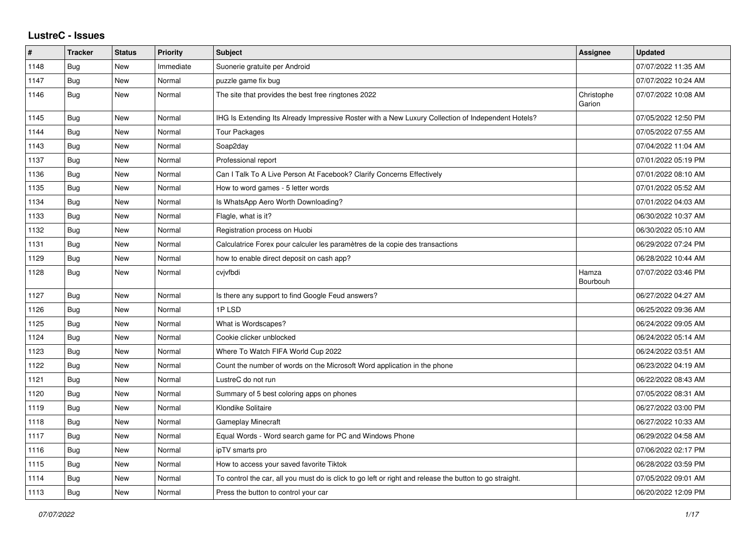# LustreC - Issues

| # | Tracker | Status | Priority | Subject | Assignee | Updated |
|---|---|---|---|---|---|---|
| 1148 | Bug | New | Immediate | Suonerie gratuite per Android | | 07/07/2022 11:35 AM |
| 1147 | Bug | New | Normal | puzzle game fix bug | | 07/07/2022 10:24 AM |
| 1146 | Bug | New | Normal | The site that provides the best free ringtones 2022 | Christophe Garion | 07/07/2022 10:08 AM |
| 1145 | Bug | New | Normal | IHG Is Extending Its Already Impressive Roster with a New Luxury Collection of Independent Hotels? | | 07/05/2022 12:50 PM |
| 1144 | Bug | New | Normal | Tour Packages | | 07/05/2022 07:55 AM |
| 1143 | Bug | New | Normal | Soap2day | | 07/04/2022 11:04 AM |
| 1137 | Bug | New | Normal | Professional report | | 07/01/2022 05:19 PM |
| 1136 | Bug | New | Normal | Can I Talk To A Live Person At Facebook? Clarify Concerns Effectively | | 07/01/2022 08:10 AM |
| 1135 | Bug | New | Normal | How to word games - 5 letter words | | 07/01/2022 05:52 AM |
| 1134 | Bug | New | Normal | Is WhatsApp Aero Worth Downloading? | | 07/01/2022 04:03 AM |
| 1133 | Bug | New | Normal | Flagle, what is it? | | 06/30/2022 10:37 AM |
| 1132 | Bug | New | Normal | Registration process on Huobi | | 06/30/2022 05:10 AM |
| 1131 | Bug | New | Normal | Calculatrice Forex pour calculer les paramètres de la copie des transactions | | 06/29/2022 07:24 PM |
| 1129 | Bug | New | Normal | how to enable direct deposit on cash app? | | 06/28/2022 10:44 AM |
| 1128 | Bug | New | Normal | cvjvfbdi | Hamza Bourbouh | 07/07/2022 03:46 PM |
| 1127 | Bug | New | Normal | Is there any support to find Google Feud answers? | | 06/27/2022 04:27 AM |
| 1126 | Bug | New | Normal | 1P LSD | | 06/25/2022 09:36 AM |
| 1125 | Bug | New | Normal | What is Wordscapes? | | 06/24/2022 09:05 AM |
| 1124 | Bug | New | Normal | Cookie clicker unblocked | | 06/24/2022 05:14 AM |
| 1123 | Bug | New | Normal | Where To Watch FIFA World Cup 2022 | | 06/24/2022 03:51 AM |
| 1122 | Bug | New | Normal | Count the number of words on the Microsoft Word application in the phone | | 06/23/2022 04:19 AM |
| 1121 | Bug | New | Normal | LustreC do not run | | 06/22/2022 08:43 AM |
| 1120 | Bug | New | Normal | Summary of 5 best coloring apps on phones | | 07/05/2022 08:31 AM |
| 1119 | Bug | New | Normal | Klondike Solitaire | | 06/27/2022 03:00 PM |
| 1118 | Bug | New | Normal | Gameplay Minecraft | | 06/27/2022 10:33 AM |
| 1117 | Bug | New | Normal | Equal Words - Word search game for PC and Windows Phone | | 06/29/2022 04:58 AM |
| 1116 | Bug | New | Normal | ipTV smarts pro | | 07/06/2022 02:17 PM |
| 1115 | Bug | New | Normal | How to access your saved favorite Tiktok | | 06/28/2022 03:59 PM |
| 1114 | Bug | New | Normal | To control the car, all you must do is click to go left or right and release the button to go straight. | | 07/05/2022 09:01 AM |
| 1113 | Bug | New | Normal | Press the button to control your car | | 06/20/2022 12:09 PM |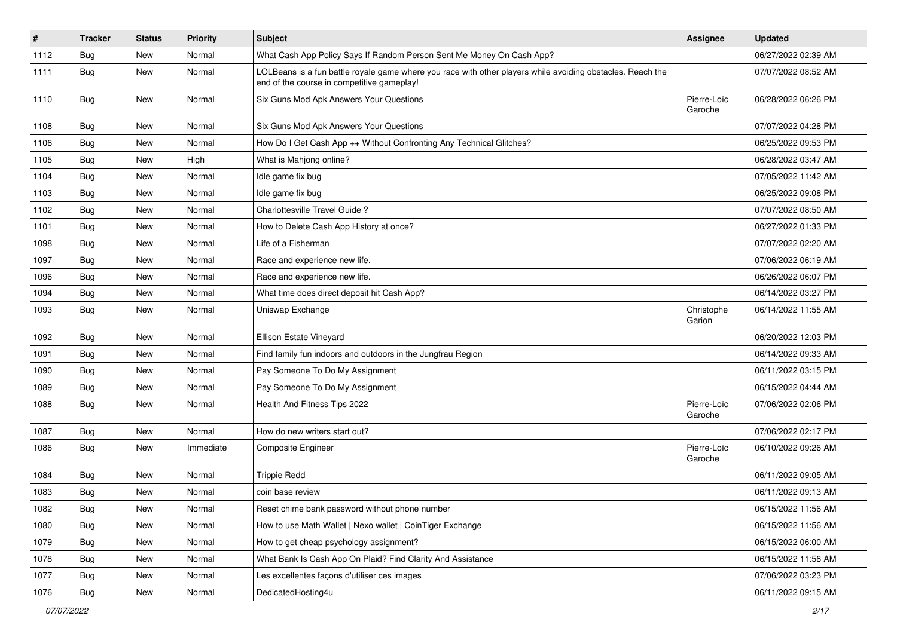| # | Tracker | Status | Priority | Subject | Assignee | Updated |
|---|---|---|---|---|---|---|
| 1112 | Bug | New | Normal | What Cash App Policy Says If Random Person Sent Me Money On Cash App? | | 06/27/2022 02:39 AM |
| 1111 | Bug | New | Normal | LOLBeans is a fun battle royale game where you race with other players while avoiding obstacles. Reach the end of the course in competitive gameplay! | | 07/07/2022 08:52 AM |
| 1110 | Bug | New | Normal | Six Guns Mod Apk Answers Your Questions | Pierre-Loïc Garoche | 06/28/2022 06:26 PM |
| 1108 | Bug | New | Normal | Six Guns Mod Apk Answers Your Questions | | 07/07/2022 04:28 PM |
| 1106 | Bug | New | Normal | How Do I Get Cash App ++ Without Confronting Any Technical Glitches? | | 06/25/2022 09:53 PM |
| 1105 | Bug | New | High | What is Mahjong online? | | 06/28/2022 03:47 AM |
| 1104 | Bug | New | Normal | Idle game fix bug | | 07/05/2022 11:42 AM |
| 1103 | Bug | New | Normal | Idle game fix bug | | 06/25/2022 09:08 PM |
| 1102 | Bug | New | Normal | Charlottesville Travel Guide ? | | 07/07/2022 08:50 AM |
| 1101 | Bug | New | Normal | How to Delete Cash App History at once? | | 06/27/2022 01:33 PM |
| 1098 | Bug | New | Normal | Life of a Fisherman | | 07/07/2022 02:20 AM |
| 1097 | Bug | New | Normal | Race and experience new life. | | 07/06/2022 06:19 AM |
| 1096 | Bug | New | Normal | Race and experience new life. | | 06/26/2022 06:07 PM |
| 1094 | Bug | New | Normal | What time does direct deposit hit Cash App? | | 06/14/2022 03:27 PM |
| 1093 | Bug | New | Normal | Uniswap Exchange | Christophe Garion | 06/14/2022 11:55 AM |
| 1092 | Bug | New | Normal | Ellison Estate Vineyard | | 06/20/2022 12:03 PM |
| 1091 | Bug | New | Normal | Find family fun indoors and outdoors in the Jungfrau Region | | 06/14/2022 09:33 AM |
| 1090 | Bug | New | Normal | Pay Someone To Do My Assignment | | 06/11/2022 03:15 PM |
| 1089 | Bug | New | Normal | Pay Someone To Do My Assignment | | 06/15/2022 04:44 AM |
| 1088 | Bug | New | Normal | Health And Fitness Tips 2022 | Pierre-Loïc Garoche | 07/06/2022 02:06 PM |
| 1087 | Bug | New | Normal | How do new writers start out? | | 07/06/2022 02:17 PM |
| 1086 | Bug | New | Immediate | Composite Engineer | Pierre-Loïc Garoche | 06/10/2022 09:26 AM |
| 1084 | Bug | New | Normal | Trippie Redd | | 06/11/2022 09:05 AM |
| 1083 | Bug | New | Normal | coin base review | | 06/11/2022 09:13 AM |
| 1082 | Bug | New | Normal | Reset chime bank password without phone number | | 06/15/2022 11:56 AM |
| 1080 | Bug | New | Normal | How to use Math Wallet \| Nexo wallet \| CoinTiger Exchange | | 06/15/2022 11:56 AM |
| 1079 | Bug | New | Normal | How to get cheap psychology assignment? | | 06/15/2022 06:00 AM |
| 1078 | Bug | New | Normal | What Bank Is Cash App On Plaid? Find Clarity And Assistance | | 06/15/2022 11:56 AM |
| 1077 | Bug | New | Normal | Les excellentes façons d'utiliser ces images | | 07/06/2022 03:23 PM |
| 1076 | Bug | New | Normal | DedicatedHosting4u | | 06/11/2022 09:15 AM |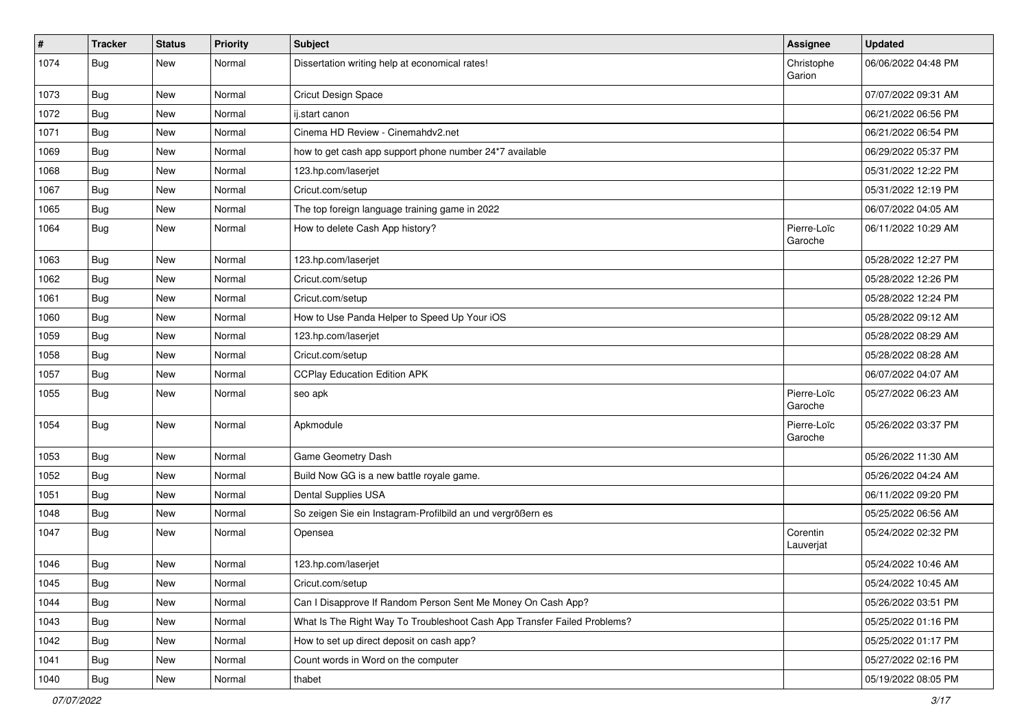| # | Tracker | Status | Priority | Subject | Assignee | Updated |
|---|---|---|---|---|---|---|
| 1074 | Bug | New | Normal | Dissertation writing help at economical rates! | Christophe Garion | 06/06/2022 04:48 PM |
| 1073 | Bug | New | Normal | Cricut Design Space | | 07/07/2022 09:31 AM |
| 1072 | Bug | New | Normal | ij.start canon | | 06/21/2022 06:56 PM |
| 1071 | Bug | New | Normal | Cinema HD Review - Cinemahdv2.net | | 06/21/2022 06:54 PM |
| 1069 | Bug | New | Normal | how to get cash app support phone number 24*7 available | | 06/29/2022 05:37 PM |
| 1068 | Bug | New | Normal | 123.hp.com/laserjet | | 05/31/2022 12:22 PM |
| 1067 | Bug | New | Normal | Cricut.com/setup | | 05/31/2022 12:19 PM |
| 1065 | Bug | New | Normal | The top foreign language training game in 2022 | | 06/07/2022 04:05 AM |
| 1064 | Bug | New | Normal | How to delete Cash App history? | Pierre-Loïc Garoche | 06/11/2022 10:29 AM |
| 1063 | Bug | New | Normal | 123.hp.com/laserjet | | 05/28/2022 12:27 PM |
| 1062 | Bug | New | Normal | Cricut.com/setup | | 05/28/2022 12:26 PM |
| 1061 | Bug | New | Normal | Cricut.com/setup | | 05/28/2022 12:24 PM |
| 1060 | Bug | New | Normal | How to Use Panda Helper to Speed Up Your iOS | | 05/28/2022 09:12 AM |
| 1059 | Bug | New | Normal | 123.hp.com/laserjet | | 05/28/2022 08:29 AM |
| 1058 | Bug | New | Normal | Cricut.com/setup | | 05/28/2022 08:28 AM |
| 1057 | Bug | New | Normal | CCPlay Education Edition APK | | 06/07/2022 04:07 AM |
| 1055 | Bug | New | Normal | seo apk | Pierre-Loïc Garoche | 05/27/2022 06:23 AM |
| 1054 | Bug | New | Normal | Apkmodule | Pierre-Loïc Garoche | 05/26/2022 03:37 PM |
| 1053 | Bug | New | Normal | Game Geometry Dash | | 05/26/2022 11:30 AM |
| 1052 | Bug | New | Normal | Build Now GG is a new battle royale game. | | 05/26/2022 04:24 AM |
| 1051 | Bug | New | Normal | Dental Supplies USA | | 06/11/2022 09:20 PM |
| 1048 | Bug | New | Normal | So zeigen Sie ein Instagram-Profilbild an und vergrößern es | | 05/25/2022 06:56 AM |
| 1047 | Bug | New | Normal | Opensea | Corentin Lauverjat | 05/24/2022 02:32 PM |
| 1046 | Bug | New | Normal | 123.hp.com/laserjet | | 05/24/2022 10:46 AM |
| 1045 | Bug | New | Normal | Cricut.com/setup | | 05/24/2022 10:45 AM |
| 1044 | Bug | New | Normal | Can I Disapprove If Random Person Sent Me Money On Cash App? | | 05/26/2022 03:51 PM |
| 1043 | Bug | New | Normal | What Is The Right Way To Troubleshoot Cash App Transfer Failed Problems? | | 05/25/2022 01:16 PM |
| 1042 | Bug | New | Normal | How to set up direct deposit on cash app? | | 05/25/2022 01:17 PM |
| 1041 | Bug | New | Normal | Count words in Word on the computer | | 05/27/2022 02:16 PM |
| 1040 | Bug | New | Normal | thabet | | 05/19/2022 08:05 PM |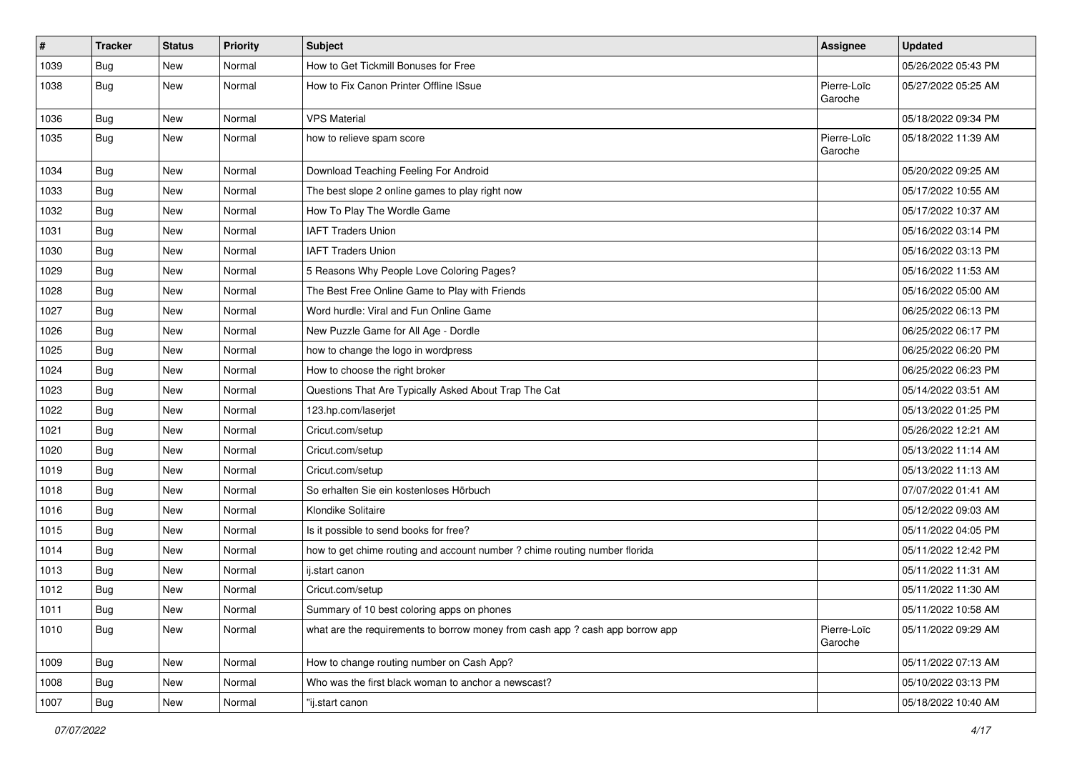| # | Tracker | Status | Priority | Subject | Assignee | Updated |
|---|---|---|---|---|---|---|
| 1039 | Bug | New | Normal | How to Get Tickmill Bonuses for Free | | 05/26/2022 05:43 PM |
| 1038 | Bug | New | Normal | How to Fix Canon Printer Offline ISsue | Pierre-Loïc Garoche | 05/27/2022 05:25 AM |
| 1036 | Bug | New | Normal | VPS Material | | 05/18/2022 09:34 PM |
| 1035 | Bug | New | Normal | how to relieve spam score | Pierre-Loïc Garoche | 05/18/2022 11:39 AM |
| 1034 | Bug | New | Normal | Download Teaching Feeling For Android | | 05/20/2022 09:25 AM |
| 1033 | Bug | New | Normal | The best slope 2 online games to play right now | | 05/17/2022 10:55 AM |
| 1032 | Bug | New | Normal | How To Play The Wordle Game | | 05/17/2022 10:37 AM |
| 1031 | Bug | New | Normal | IAFT Traders Union | | 05/16/2022 03:14 PM |
| 1030 | Bug | New | Normal | IAFT Traders Union | | 05/16/2022 03:13 PM |
| 1029 | Bug | New | Normal | 5 Reasons Why People Love Coloring Pages? | | 05/16/2022 11:53 AM |
| 1028 | Bug | New | Normal | The Best Free Online Game to Play with Friends | | 05/16/2022 05:00 AM |
| 1027 | Bug | New | Normal | Word hurdle: Viral and Fun Online Game | | 06/25/2022 06:13 PM |
| 1026 | Bug | New | Normal | New Puzzle Game for All Age - Dordle | | 06/25/2022 06:17 PM |
| 1025 | Bug | New | Normal | how to change the logo in wordpress | | 06/25/2022 06:20 PM |
| 1024 | Bug | New | Normal | How to choose the right broker | | 06/25/2022 06:23 PM |
| 1023 | Bug | New | Normal | Questions That Are Typically Asked About Trap The Cat | | 05/14/2022 03:51 AM |
| 1022 | Bug | New | Normal | 123.hp.com/laserjet | | 05/13/2022 01:25 PM |
| 1021 | Bug | New | Normal | Cricut.com/setup | | 05/26/2022 12:21 AM |
| 1020 | Bug | New | Normal | Cricut.com/setup | | 05/13/2022 11:14 AM |
| 1019 | Bug | New | Normal | Cricut.com/setup | | 05/13/2022 11:13 AM |
| 1018 | Bug | New | Normal | So erhalten Sie ein kostenloses Hörbuch | | 07/07/2022 01:41 AM |
| 1016 | Bug | New | Normal | Klondike Solitaire | | 05/12/2022 09:03 AM |
| 1015 | Bug | New | Normal | Is it possible to send books for free? | | 05/11/2022 04:05 PM |
| 1014 | Bug | New | Normal | how to get chime routing and account number ? chime routing number florida | | 05/11/2022 12:42 PM |
| 1013 | Bug | New | Normal | ij.start canon | | 05/11/2022 11:31 AM |
| 1012 | Bug | New | Normal | Cricut.com/setup | | 05/11/2022 11:30 AM |
| 1011 | Bug | New | Normal | Summary of 10 best coloring apps on phones | | 05/11/2022 10:58 AM |
| 1010 | Bug | New | Normal | what are the requirements to borrow money from cash app ? cash app borrow app | Pierre-Loïc Garoche | 05/11/2022 09:29 AM |
| 1009 | Bug | New | Normal | How to change routing number on Cash App? | | 05/11/2022 07:13 AM |
| 1008 | Bug | New | Normal | Who was the first black woman to anchor a newscast? | | 05/10/2022 03:13 PM |
| 1007 | Bug | New | Normal | "ij.start canon | | 05/18/2022 10:40 AM |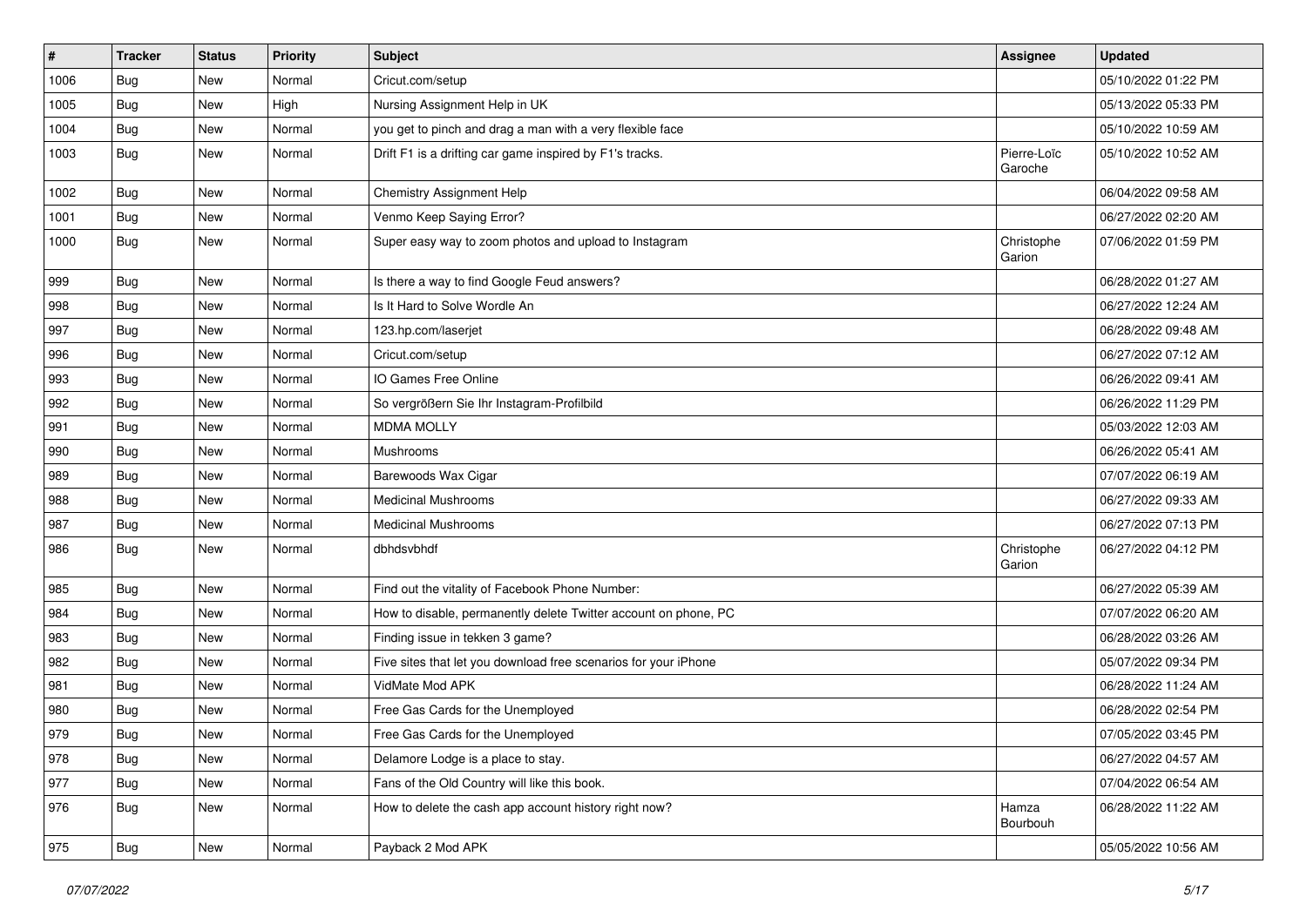| # | Tracker | Status | Priority | Subject | Assignee | Updated |
|---|---|---|---|---|---|---|
| 1006 | Bug | New | Normal | Cricut.com/setup | | 05/10/2022 01:22 PM |
| 1005 | Bug | New | High | Nursing Assignment Help in UK | | 05/13/2022 05:33 PM |
| 1004 | Bug | New | Normal | you get to pinch and drag a man with a very flexible face | | 05/10/2022 10:59 AM |
| 1003 | Bug | New | Normal | Drift F1 is a drifting car game inspired by F1's tracks. | Pierre-Loïc Garoche | 05/10/2022 10:52 AM |
| 1002 | Bug | New | Normal | Chemistry Assignment Help | | 06/04/2022 09:58 AM |
| 1001 | Bug | New | Normal | Venmo Keep Saying Error? | | 06/27/2022 02:20 AM |
| 1000 | Bug | New | Normal | Super easy way to zoom photos and upload to Instagram | Christophe Garion | 07/06/2022 01:59 PM |
| 999 | Bug | New | Normal | Is there a way to find Google Feud answers? | | 06/28/2022 01:27 AM |
| 998 | Bug | New | Normal | Is It Hard to Solve Wordle An | | 06/27/2022 12:24 AM |
| 997 | Bug | New | Normal | 123.hp.com/laserjet | | 06/28/2022 09:48 AM |
| 996 | Bug | New | Normal | Cricut.com/setup | | 06/27/2022 07:12 AM |
| 993 | Bug | New | Normal | IO Games Free Online | | 06/26/2022 09:41 AM |
| 992 | Bug | New | Normal | So vergrößern Sie Ihr Instagram-Profilbild | | 06/26/2022 11:29 PM |
| 991 | Bug | New | Normal | MDMA MOLLY | | 05/03/2022 12:03 AM |
| 990 | Bug | New | Normal | Mushrooms | | 06/26/2022 05:41 AM |
| 989 | Bug | New | Normal | Barewoods Wax Cigar | | 07/07/2022 06:19 AM |
| 988 | Bug | New | Normal | Medicinal Mushrooms | | 06/27/2022 09:33 AM |
| 987 | Bug | New | Normal | Medicinal Mushrooms | | 06/27/2022 07:13 PM |
| 986 | Bug | New | Normal | dbhdsvbhdf | Christophe Garion | 06/27/2022 04:12 PM |
| 985 | Bug | New | Normal | Find out the vitality of Facebook Phone Number: | | 06/27/2022 05:39 AM |
| 984 | Bug | New | Normal | How to disable, permanently delete Twitter account on phone, PC | | 07/07/2022 06:20 AM |
| 983 | Bug | New | Normal | Finding issue in tekken 3 game? | | 06/28/2022 03:26 AM |
| 982 | Bug | New | Normal | Five sites that let you download free scenarios for your iPhone | | 05/07/2022 09:34 PM |
| 981 | Bug | New | Normal | VidMate Mod APK | | 06/28/2022 11:24 AM |
| 980 | Bug | New | Normal | Free Gas Cards for the Unemployed | | 06/28/2022 02:54 PM |
| 979 | Bug | New | Normal | Free Gas Cards for the Unemployed | | 07/05/2022 03:45 PM |
| 978 | Bug | New | Normal | Delamore Lodge is a place to stay. | | 06/27/2022 04:57 AM |
| 977 | Bug | New | Normal | Fans of the Old Country will like this book. | | 07/04/2022 06:54 AM |
| 976 | Bug | New | Normal | How to delete the cash app account history right now? | Hamza Bourbouh | 06/28/2022 11:22 AM |
| 975 | Bug | New | Normal | Payback 2 Mod APK | | 05/05/2022 10:56 AM |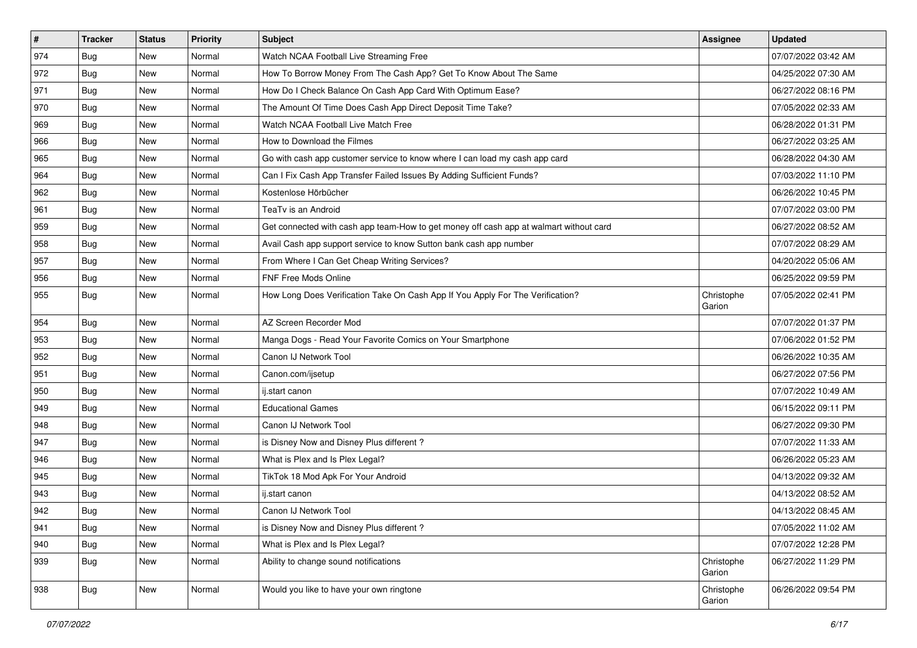| # | Tracker | Status | Priority | Subject | Assignee | Updated |
|---|---|---|---|---|---|---|
| 974 | Bug | New | Normal | Watch NCAA Football Live Streaming Free | | 07/07/2022 03:42 AM |
| 972 | Bug | New | Normal | How To Borrow Money From The Cash App? Get To Know About The Same | | 04/25/2022 07:30 AM |
| 971 | Bug | New | Normal | How Do I Check Balance On Cash App Card With Optimum Ease? | | 06/27/2022 08:16 PM |
| 970 | Bug | New | Normal | The Amount Of Time Does Cash App Direct Deposit Time Take? | | 07/05/2022 02:33 AM |
| 969 | Bug | New | Normal | Watch NCAA Football Live Match Free | | 06/28/2022 01:31 PM |
| 966 | Bug | New | Normal | How to Download the Filmes | | 06/27/2022 03:25 AM |
| 965 | Bug | New | Normal | Go with cash app customer service to know where I can load my cash app card | | 06/28/2022 04:30 AM |
| 964 | Bug | New | Normal | Can I Fix Cash App Transfer Failed Issues By Adding Sufficient Funds? | | 07/03/2022 11:10 PM |
| 962 | Bug | New | Normal | Kostenlose Hörbücher | | 06/26/2022 10:45 PM |
| 961 | Bug | New | Normal | TeaTv is an Android | | 07/07/2022 03:00 PM |
| 959 | Bug | New | Normal | Get connected with cash app team-How to get money off cash app at walmart without card | | 06/27/2022 08:52 AM |
| 958 | Bug | New | Normal | Avail Cash app support service to know Sutton bank cash app number | | 07/07/2022 08:29 AM |
| 957 | Bug | New | Normal | From Where I Can Get Cheap Writing Services? | | 04/20/2022 05:06 AM |
| 956 | Bug | New | Normal | FNF Free Mods Online | | 06/25/2022 09:59 PM |
| 955 | Bug | New | Normal | How Long Does Verification Take On Cash App If You Apply For The Verification? | Christophe Garion | 07/05/2022 02:41 PM |
| 954 | Bug | New | Normal | AZ Screen Recorder Mod | | 07/07/2022 01:37 PM |
| 953 | Bug | New | Normal | Manga Dogs - Read Your Favorite Comics on Your Smartphone | | 07/06/2022 01:52 PM |
| 952 | Bug | New | Normal | Canon IJ Network Tool | | 06/26/2022 10:35 AM |
| 951 | Bug | New | Normal | Canon.com/ijsetup | | 06/27/2022 07:56 PM |
| 950 | Bug | New | Normal | ij.start canon | | 07/07/2022 10:49 AM |
| 949 | Bug | New | Normal | Educational Games | | 06/15/2022 09:11 PM |
| 948 | Bug | New | Normal | Canon IJ Network Tool | | 06/27/2022 09:30 PM |
| 947 | Bug | New | Normal | is Disney Now and Disney Plus different ? | | 07/07/2022 11:33 AM |
| 946 | Bug | New | Normal | What is Plex and Is Plex Legal? | | 06/26/2022 05:23 AM |
| 945 | Bug | New | Normal | TikTok 18 Mod Apk For Your Android | | 04/13/2022 09:32 AM |
| 943 | Bug | New | Normal | ij.start canon | | 04/13/2022 08:52 AM |
| 942 | Bug | New | Normal | Canon IJ Network Tool | | 04/13/2022 08:45 AM |
| 941 | Bug | New | Normal | is Disney Now and Disney Plus different ? | | 07/05/2022 11:02 AM |
| 940 | Bug | New | Normal | What is Plex and Is Plex Legal? | | 07/07/2022 12:28 PM |
| 939 | Bug | New | Normal | Ability to change sound notifications | Christophe Garion | 06/27/2022 11:29 PM |
| 938 | Bug | New | Normal | Would you like to have your own ringtone | Christophe Garion | 06/26/2022 09:54 PM |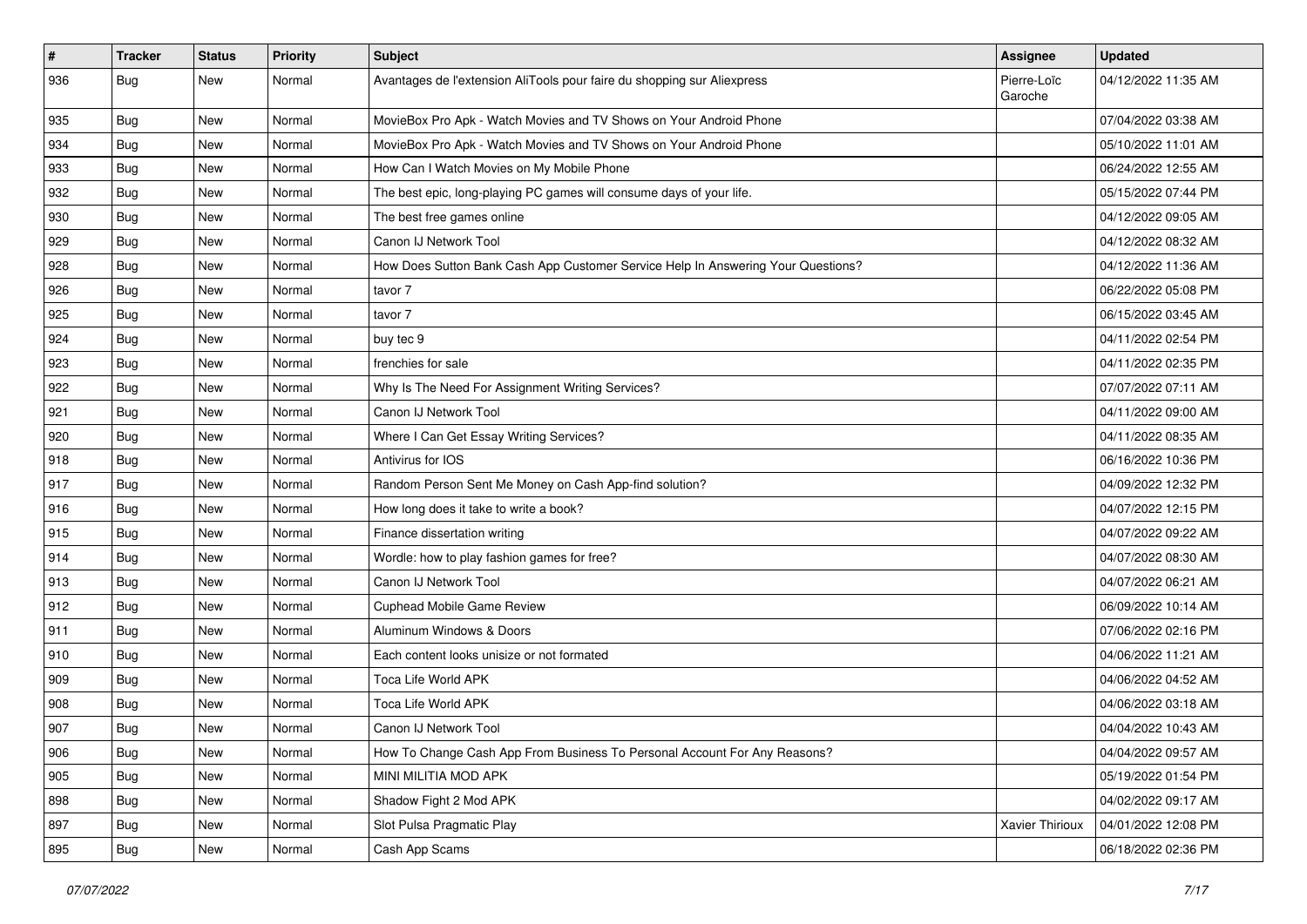| # | Tracker | Status | Priority | Subject | Assignee | Updated |
|---|---|---|---|---|---|---|
| 936 | Bug | New | Normal | Avantages de l'extension AliTools pour faire du shopping sur Aliexpress | Pierre-Loïc Garoche | 04/12/2022 11:35 AM |
| 935 | Bug | New | Normal | MovieBox Pro Apk - Watch Movies and TV Shows on Your Android Phone | | 07/04/2022 03:38 AM |
| 934 | Bug | New | Normal | MovieBox Pro Apk - Watch Movies and TV Shows on Your Android Phone | | 05/10/2022 11:01 AM |
| 933 | Bug | New | Normal | How Can I Watch Movies on My Mobile Phone | | 06/24/2022 12:55 AM |
| 932 | Bug | New | Normal | The best epic, long-playing PC games will consume days of your life. | | 05/15/2022 07:44 PM |
| 930 | Bug | New | Normal | The best free games online | | 04/12/2022 09:05 AM |
| 929 | Bug | New | Normal | Canon IJ Network Tool | | 04/12/2022 08:32 AM |
| 928 | Bug | New | Normal | How Does Sutton Bank Cash App Customer Service Help In Answering Your Questions? | | 04/12/2022 11:36 AM |
| 926 | Bug | New | Normal | tavor 7 | | 06/22/2022 05:08 PM |
| 925 | Bug | New | Normal | tavor 7 | | 06/15/2022 03:45 AM |
| 924 | Bug | New | Normal | buy tec 9 | | 04/11/2022 02:54 PM |
| 923 | Bug | New | Normal | frenchies for sale | | 04/11/2022 02:35 PM |
| 922 | Bug | New | Normal | Why Is The Need For Assignment Writing Services? | | 07/07/2022 07:11 AM |
| 921 | Bug | New | Normal | Canon IJ Network Tool | | 04/11/2022 09:00 AM |
| 920 | Bug | New | Normal | Where I Can Get Essay Writing Services? | | 04/11/2022 08:35 AM |
| 918 | Bug | New | Normal | Antivirus for IOS | | 06/16/2022 10:36 PM |
| 917 | Bug | New | Normal | Random Person Sent Me Money on Cash App-find solution? | | 04/09/2022 12:32 PM |
| 916 | Bug | New | Normal | How long does it take to write a book? | | 04/07/2022 12:15 PM |
| 915 | Bug | New | Normal | Finance dissertation writing | | 04/07/2022 09:22 AM |
| 914 | Bug | New | Normal | Wordle: how to play fashion games for free? | | 04/07/2022 08:30 AM |
| 913 | Bug | New | Normal | Canon IJ Network Tool | | 04/07/2022 06:21 AM |
| 912 | Bug | New | Normal | Cuphead Mobile Game Review | | 06/09/2022 10:14 AM |
| 911 | Bug | New | Normal | Aluminum Windows & Doors | | 07/06/2022 02:16 PM |
| 910 | Bug | New | Normal | Each content looks unisize or not formated | | 04/06/2022 11:21 AM |
| 909 | Bug | New | Normal | Toca Life World APK | | 04/06/2022 04:52 AM |
| 908 | Bug | New | Normal | Toca Life World APK | | 04/06/2022 03:18 AM |
| 907 | Bug | New | Normal | Canon IJ Network Tool | | 04/04/2022 10:43 AM |
| 906 | Bug | New | Normal | How To Change Cash App From Business To Personal Account For Any Reasons? | | 04/04/2022 09:57 AM |
| 905 | Bug | New | Normal | MINI MILITIA MOD APK | | 05/19/2022 01:54 PM |
| 898 | Bug | New | Normal | Shadow Fight 2 Mod APK | | 04/02/2022 09:17 AM |
| 897 | Bug | New | Normal | Slot Pulsa Pragmatic Play | Xavier Thirioux | 04/01/2022 12:08 PM |
| 895 | Bug | New | Normal | Cash App Scams | | 06/18/2022 02:36 PM |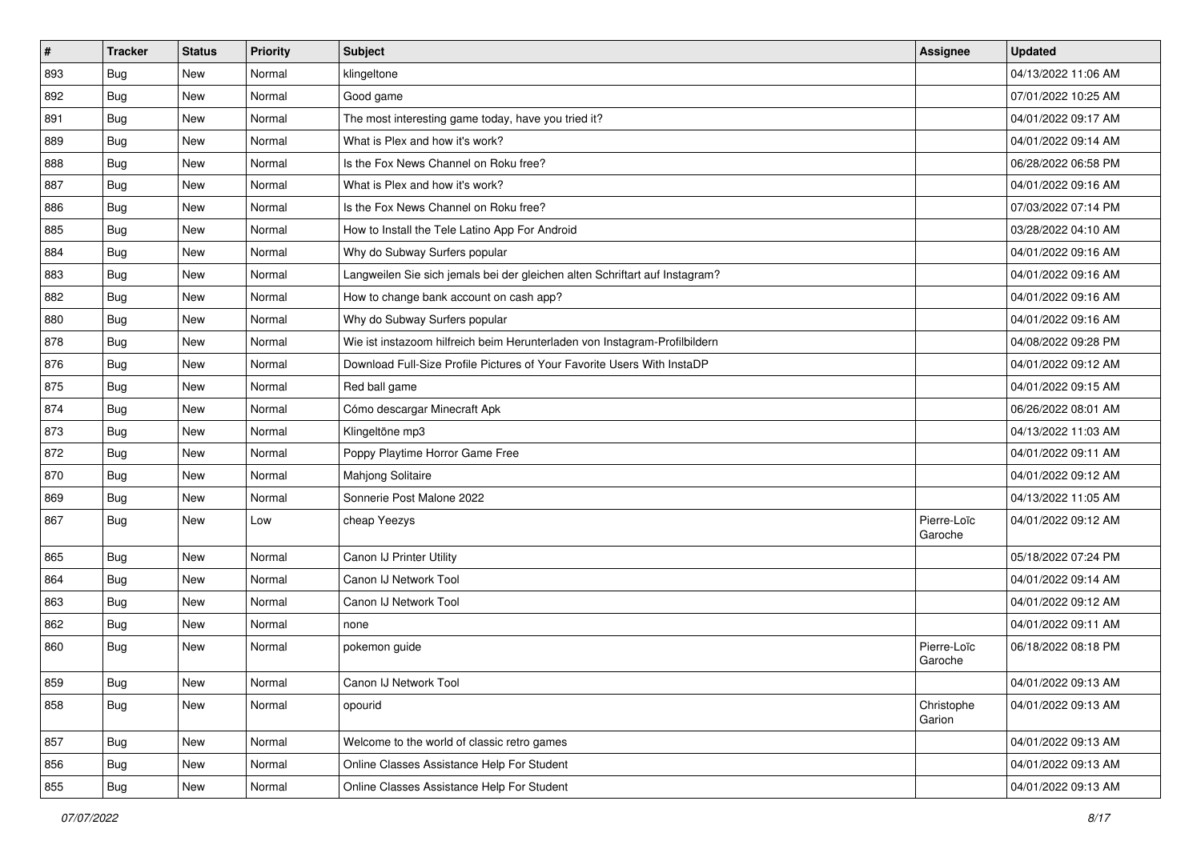| # | Tracker | Status | Priority | Subject | Assignee | Updated |
|---|---|---|---|---|---|---|
| 893 | Bug | New | Normal | klingeltone | | 04/13/2022 11:06 AM |
| 892 | Bug | New | Normal | Good game | | 07/01/2022 10:25 AM |
| 891 | Bug | New | Normal | The most interesting game today, have you tried it? | | 04/01/2022 09:17 AM |
| 889 | Bug | New | Normal | What is Plex and how it's work? | | 04/01/2022 09:14 AM |
| 888 | Bug | New | Normal | Is the Fox News Channel on Roku free? | | 06/28/2022 06:58 PM |
| 887 | Bug | New | Normal | What is Plex and how it's work? | | 04/01/2022 09:16 AM |
| 886 | Bug | New | Normal | Is the Fox News Channel on Roku free? | | 07/03/2022 07:14 PM |
| 885 | Bug | New | Normal | How to Install the Tele Latino App For Android | | 03/28/2022 04:10 AM |
| 884 | Bug | New | Normal | Why do Subway Surfers popular | | 04/01/2022 09:16 AM |
| 883 | Bug | New | Normal | Langweilen Sie sich jemals bei der gleichen alten Schriftart auf Instagram? | | 04/01/2022 09:16 AM |
| 882 | Bug | New | Normal | How to change bank account on cash app? | | 04/01/2022 09:16 AM |
| 880 | Bug | New | Normal | Why do Subway Surfers popular | | 04/01/2022 09:16 AM |
| 878 | Bug | New | Normal | Wie ist instazoom hilfreich beim Herunterladen von Instagram-Profilbildern | | 04/08/2022 09:28 PM |
| 876 | Bug | New | Normal | Download Full-Size Profile Pictures of Your Favorite Users With InstaDP | | 04/01/2022 09:12 AM |
| 875 | Bug | New | Normal | Red ball game | | 04/01/2022 09:15 AM |
| 874 | Bug | New | Normal | Cómo descargar Minecraft Apk | | 06/26/2022 08:01 AM |
| 873 | Bug | New | Normal | Klingeltöne mp3 | | 04/13/2022 11:03 AM |
| 872 | Bug | New | Normal | Poppy Playtime Horror Game Free | | 04/01/2022 09:11 AM |
| 870 | Bug | New | Normal | Mahjong Solitaire | | 04/01/2022 09:12 AM |
| 869 | Bug | New | Normal | Sonnerie Post Malone 2022 | | 04/13/2022 11:05 AM |
| 867 | Bug | New | Low | cheap Yeezys | Pierre-Loïc Garoche | 04/01/2022 09:12 AM |
| 865 | Bug | New | Normal | Canon IJ Printer Utility | | 05/18/2022 07:24 PM |
| 864 | Bug | New | Normal | Canon IJ Network Tool | | 04/01/2022 09:14 AM |
| 863 | Bug | New | Normal | Canon IJ Network Tool | | 04/01/2022 09:12 AM |
| 862 | Bug | New | Normal | none | | 04/01/2022 09:11 AM |
| 860 | Bug | New | Normal | pokemon guide | Pierre-Loïc Garoche | 06/18/2022 08:18 PM |
| 859 | Bug | New | Normal | Canon IJ Network Tool | | 04/01/2022 09:13 AM |
| 858 | Bug | New | Normal | opourid | Christophe Garion | 04/01/2022 09:13 AM |
| 857 | Bug | New | Normal | Welcome to the world of classic retro games | | 04/01/2022 09:13 AM |
| 856 | Bug | New | Normal | Online Classes Assistance Help For Student | | 04/01/2022 09:13 AM |
| 855 | Bug | New | Normal | Online Classes Assistance Help For Student | | 04/01/2022 09:13 AM |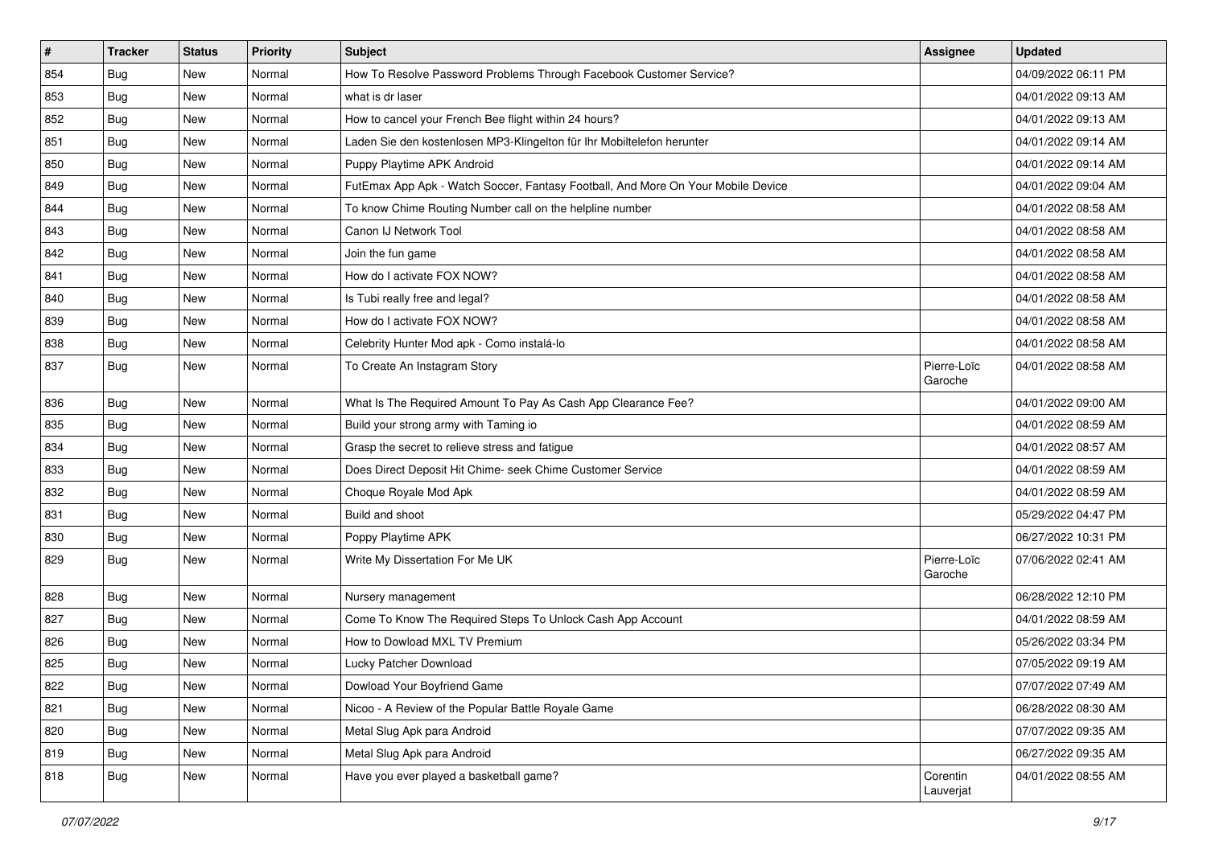| # | Tracker | Status | Priority | Subject | Assignee | Updated |
|---|---|---|---|---|---|---|
| 854 | Bug | New | Normal | How To Resolve Password Problems Through Facebook Customer Service? | | 04/09/2022 06:11 PM |
| 853 | Bug | New | Normal | what is dr laser | | 04/01/2022 09:13 AM |
| 852 | Bug | New | Normal | How to cancel your French Bee flight within 24 hours? | | 04/01/2022 09:13 AM |
| 851 | Bug | New | Normal | Laden Sie den kostenlosen MP3-Klingelton für Ihr Mobiltelefon herunter | | 04/01/2022 09:14 AM |
| 850 | Bug | New | Normal | Puppy Playtime APK Android | | 04/01/2022 09:14 AM |
| 849 | Bug | New | Normal | FutEmax App Apk - Watch Soccer, Fantasy Football, And More On Your Mobile Device | | 04/01/2022 09:04 AM |
| 844 | Bug | New | Normal | To know Chime Routing Number call on the helpline number | | 04/01/2022 08:58 AM |
| 843 | Bug | New | Normal | Canon IJ Network Tool | | 04/01/2022 08:58 AM |
| 842 | Bug | New | Normal | Join the fun game | | 04/01/2022 08:58 AM |
| 841 | Bug | New | Normal | How do I activate FOX NOW? | | 04/01/2022 08:58 AM |
| 840 | Bug | New | Normal | Is Tubi really free and legal? | | 04/01/2022 08:58 AM |
| 839 | Bug | New | Normal | How do I activate FOX NOW? | | 04/01/2022 08:58 AM |
| 838 | Bug | New | Normal | Celebrity Hunter Mod apk - Como instalá-lo | | 04/01/2022 08:58 AM |
| 837 | Bug | New | Normal | To Create An Instagram Story | Pierre-Loïc Garoche | 04/01/2022 08:58 AM |
| 836 | Bug | New | Normal | What Is The Required Amount To Pay As Cash App Clearance Fee? | | 04/01/2022 09:00 AM |
| 835 | Bug | New | Normal | Build your strong army with Taming io | | 04/01/2022 08:59 AM |
| 834 | Bug | New | Normal | Grasp the secret to relieve stress and fatigue | | 04/01/2022 08:57 AM |
| 833 | Bug | New | Normal | Does Direct Deposit Hit Chime- seek Chime Customer Service | | 04/01/2022 08:59 AM |
| 832 | Bug | New | Normal | Choque Royale Mod Apk | | 04/01/2022 08:59 AM |
| 831 | Bug | New | Normal | Build and shoot | | 05/29/2022 04:47 PM |
| 830 | Bug | New | Normal | Poppy Playtime APK | | 06/27/2022 10:31 PM |
| 829 | Bug | New | Normal | Write My Dissertation For Me UK | Pierre-Loïc Garoche | 07/06/2022 02:41 AM |
| 828 | Bug | New | Normal | Nursery management | | 06/28/2022 12:10 PM |
| 827 | Bug | New | Normal | Come To Know The Required Steps To Unlock Cash App Account | | 04/01/2022 08:59 AM |
| 826 | Bug | New | Normal | How to Dowload MXL TV Premium | | 05/26/2022 03:34 PM |
| 825 | Bug | New | Normal | Lucky Patcher Download | | 07/05/2022 09:19 AM |
| 822 | Bug | New | Normal | Dowload Your Boyfriend Game | | 07/07/2022 07:49 AM |
| 821 | Bug | New | Normal | Nicoo - A Review of the Popular Battle Royale Game | | 06/28/2022 08:30 AM |
| 820 | Bug | New | Normal | Metal Slug Apk para Android | | 07/07/2022 09:35 AM |
| 819 | Bug | New | Normal | Metal Slug Apk para Android | | 06/27/2022 09:35 AM |
| 818 | Bug | New | Normal | Have you ever played a basketball game? | Corentin Lauverjat | 04/01/2022 08:55 AM |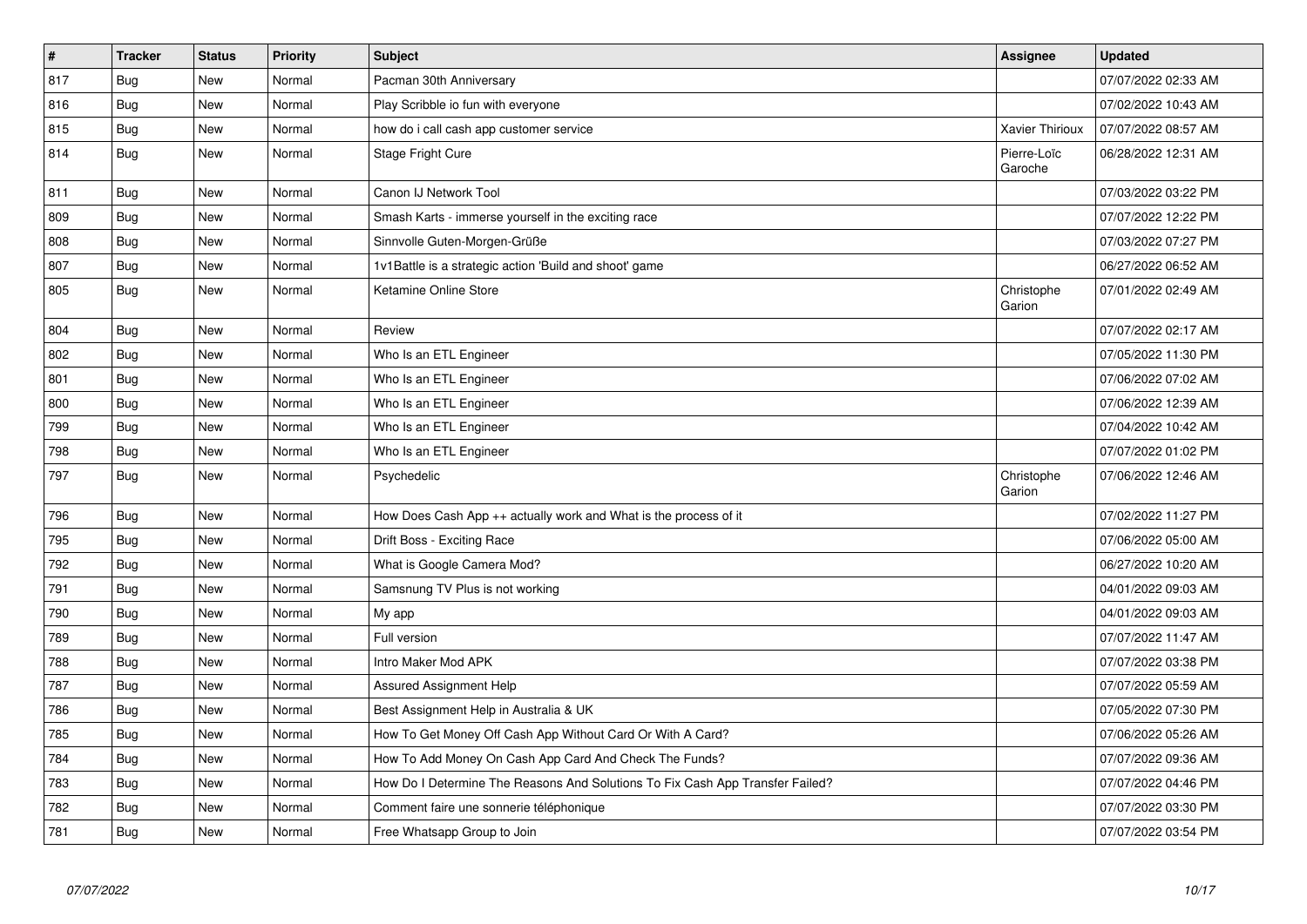| # | Tracker | Status | Priority | Subject | Assignee | Updated |
|---|---|---|---|---|---|---|
| 817 | Bug | New | Normal | Pacman 30th Anniversary | | 07/07/2022 02:33 AM |
| 816 | Bug | New | Normal | Play Scribble io fun with everyone | | 07/02/2022 10:43 AM |
| 815 | Bug | New | Normal | how do i call cash app customer service | Xavier Thirioux | 07/07/2022 08:57 AM |
| 814 | Bug | New | Normal | Stage Fright Cure | Pierre-Loïc Garoche | 06/28/2022 12:31 AM |
| 811 | Bug | New | Normal | Canon IJ Network Tool | | 07/03/2022 03:22 PM |
| 809 | Bug | New | Normal | Smash Karts - immerse yourself in the exciting race | | 07/07/2022 12:22 PM |
| 808 | Bug | New | Normal | Sinnvolle Guten-Morgen-Grüße | | 07/03/2022 07:27 PM |
| 807 | Bug | New | Normal | 1v1Battle is a strategic action 'Build and shoot' game | | 06/27/2022 06:52 AM |
| 805 | Bug | New | Normal | Ketamine Online Store | Christophe Garion | 07/01/2022 02:49 AM |
| 804 | Bug | New | Normal | Review | | 07/07/2022 02:17 AM |
| 802 | Bug | New | Normal | Who Is an ETL Engineer | | 07/05/2022 11:30 PM |
| 801 | Bug | New | Normal | Who Is an ETL Engineer | | 07/06/2022 07:02 AM |
| 800 | Bug | New | Normal | Who Is an ETL Engineer | | 07/06/2022 12:39 AM |
| 799 | Bug | New | Normal | Who Is an ETL Engineer | | 07/04/2022 10:42 AM |
| 798 | Bug | New | Normal | Who Is an ETL Engineer | | 07/07/2022 01:02 PM |
| 797 | Bug | New | Normal | Psychedelic | Christophe Garion | 07/06/2022 12:46 AM |
| 796 | Bug | New | Normal | How Does Cash App ++ actually work and What is the process of it | | 07/02/2022 11:27 PM |
| 795 | Bug | New | Normal | Drift Boss - Exciting Race | | 07/06/2022 05:00 AM |
| 792 | Bug | New | Normal | What is Google Camera Mod? | | 06/27/2022 10:20 AM |
| 791 | Bug | New | Normal | Samsnung TV Plus is not working | | 04/01/2022 09:03 AM |
| 790 | Bug | New | Normal | My app | | 04/01/2022 09:03 AM |
| 789 | Bug | New | Normal | Full version | | 07/07/2022 11:47 AM |
| 788 | Bug | New | Normal | Intro Maker Mod APK | | 07/07/2022 03:38 PM |
| 787 | Bug | New | Normal | Assured Assignment Help | | 07/07/2022 05:59 AM |
| 786 | Bug | New | Normal | Best Assignment Help in Australia & UK | | 07/05/2022 07:30 PM |
| 785 | Bug | New | Normal | How To Get Money Off Cash App Without Card Or With A Card? | | 07/06/2022 05:26 AM |
| 784 | Bug | New | Normal | How To Add Money On Cash App Card And Check The Funds? | | 07/07/2022 09:36 AM |
| 783 | Bug | New | Normal | How Do I Determine The Reasons And Solutions To Fix Cash App Transfer Failed? | | 07/07/2022 04:46 PM |
| 782 | Bug | New | Normal | Comment faire une sonnerie téléphonique | | 07/07/2022 03:30 PM |
| 781 | Bug | New | Normal | Free Whatsapp Group to Join | | 07/07/2022 03:54 PM |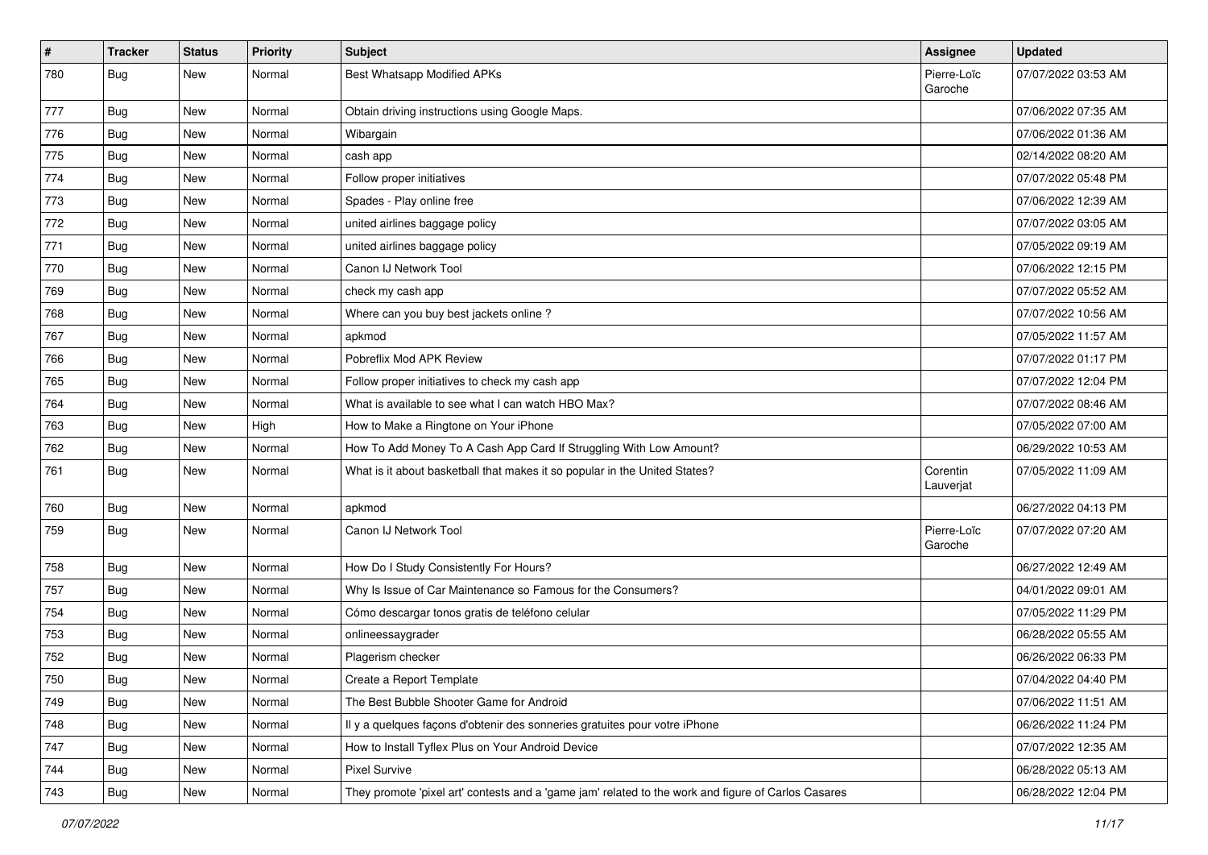| # | Tracker | Status | Priority | Subject | Assignee | Updated |
|---|---|---|---|---|---|---|
| 780 | Bug | New | Normal | Best Whatsapp Modified APKs | Pierre-Loïc Garoche | 07/07/2022 03:53 AM |
| 777 | Bug | New | Normal | Obtain driving instructions using Google Maps. | | 07/06/2022 07:35 AM |
| 776 | Bug | New | Normal | Wibargain | | 07/06/2022 01:36 AM |
| 775 | Bug | New | Normal | cash app | | 02/14/2022 08:20 AM |
| 774 | Bug | New | Normal | Follow proper initiatives | | 07/07/2022 05:48 PM |
| 773 | Bug | New | Normal | Spades - Play online free | | 07/06/2022 12:39 AM |
| 772 | Bug | New | Normal | united airlines baggage policy | | 07/07/2022 03:05 AM |
| 771 | Bug | New | Normal | united airlines baggage policy | | 07/05/2022 09:19 AM |
| 770 | Bug | New | Normal | Canon IJ Network Tool | | 07/06/2022 12:15 PM |
| 769 | Bug | New | Normal | check my cash app | | 07/07/2022 05:52 AM |
| 768 | Bug | New | Normal | Where can you buy best jackets online ? | | 07/07/2022 10:56 AM |
| 767 | Bug | New | Normal | apkmod | | 07/05/2022 11:57 AM |
| 766 | Bug | New | Normal | Pobreflix Mod APK Review | | 07/07/2022 01:17 PM |
| 765 | Bug | New | Normal | Follow proper initiatives to check my cash app | | 07/07/2022 12:04 PM |
| 764 | Bug | New | Normal | What is available to see what I can watch HBO Max? | | 07/07/2022 08:46 AM |
| 763 | Bug | New | High | How to Make a Ringtone on Your iPhone | | 07/05/2022 07:00 AM |
| 762 | Bug | New | Normal | How To Add Money To A Cash App Card If Struggling With Low Amount? | | 06/29/2022 10:53 AM |
| 761 | Bug | New | Normal | What is it about basketball that makes it so popular in the United States? | Corentin Lauverjat | 07/05/2022 11:09 AM |
| 760 | Bug | New | Normal | apkmod | | 06/27/2022 04:13 PM |
| 759 | Bug | New | Normal | Canon IJ Network Tool | Pierre-Loïc Garoche | 07/07/2022 07:20 AM |
| 758 | Bug | New | Normal | How Do I Study Consistently For Hours? | | 06/27/2022 12:49 AM |
| 757 | Bug | New | Normal | Why Is Issue of Car Maintenance so Famous for the Consumers? | | 04/01/2022 09:01 AM |
| 754 | Bug | New | Normal | Cómo descargar tonos gratis de teléfono celular | | 07/05/2022 11:29 PM |
| 753 | Bug | New | Normal | onlineessaygrader | | 06/28/2022 05:55 AM |
| 752 | Bug | New | Normal | Plagerism checker | | 06/26/2022 06:33 PM |
| 750 | Bug | New | Normal | Create a Report Template | | 07/04/2022 04:40 PM |
| 749 | Bug | New | Normal | The Best Bubble Shooter Game for Android | | 07/06/2022 11:51 AM |
| 748 | Bug | New | Normal | Il y a quelques façons d'obtenir des sonneries gratuites pour votre iPhone | | 06/26/2022 11:24 PM |
| 747 | Bug | New | Normal | How to Install Tyflex Plus on Your Android Device | | 07/07/2022 12:35 AM |
| 744 | Bug | New | Normal | Pixel Survive | | 06/28/2022 05:13 AM |
| 743 | Bug | New | Normal | They promote 'pixel art' contests and a 'game jam' related to the work and figure of Carlos Casares | | 06/28/2022 12:04 PM |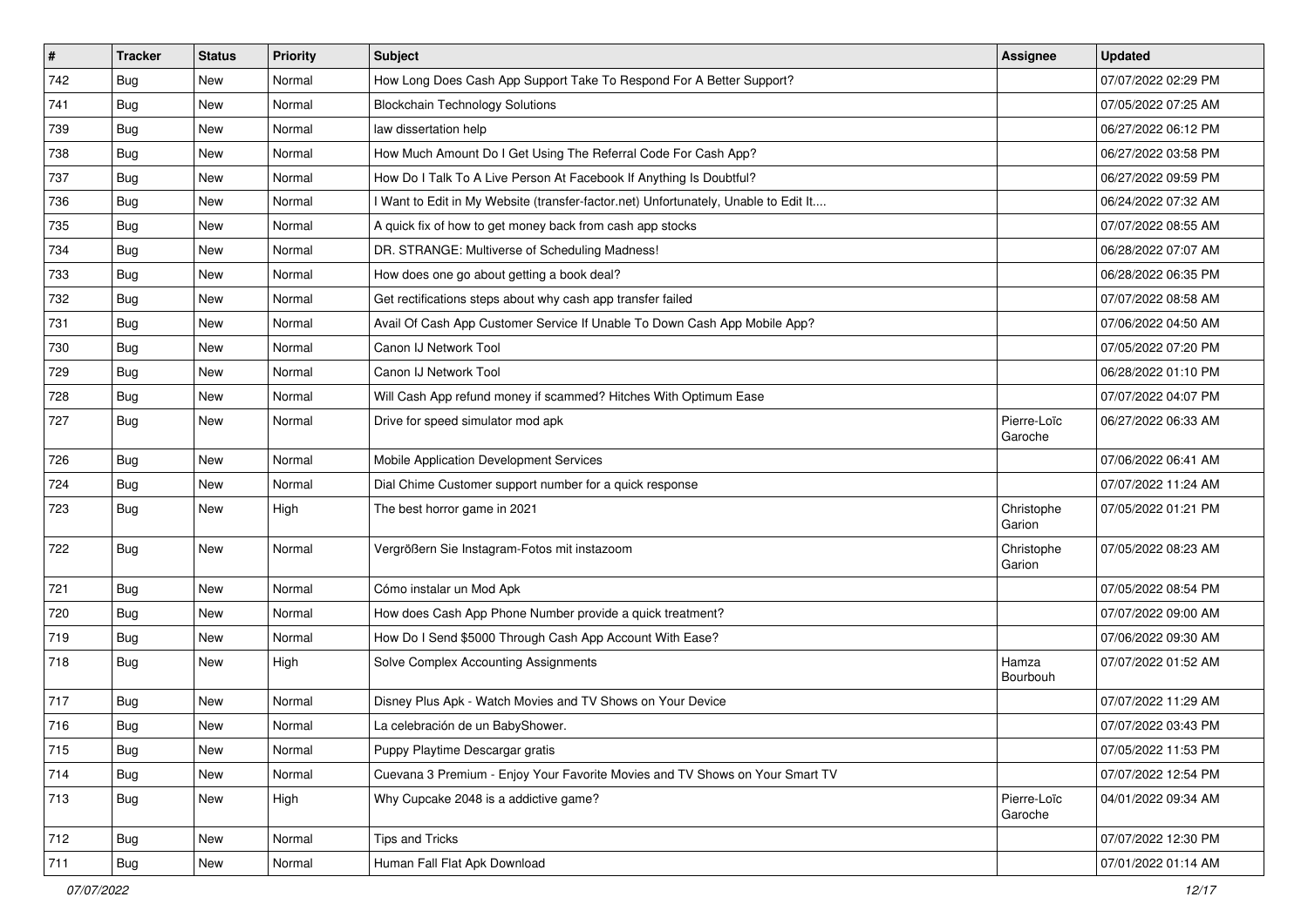| # | Tracker | Status | Priority | Subject | Assignee | Updated |
|---|---|---|---|---|---|---|
| 742 | Bug | New | Normal | How Long Does Cash App Support Take To Respond For A Better Support? | | 07/07/2022 02:29 PM |
| 741 | Bug | New | Normal | Blockchain Technology Solutions | | 07/05/2022 07:25 AM |
| 739 | Bug | New | Normal | law dissertation help | | 06/27/2022 06:12 PM |
| 738 | Bug | New | Normal | How Much Amount Do I Get Using The Referral Code For Cash App? | | 06/27/2022 03:58 PM |
| 737 | Bug | New | Normal | How Do I Talk To A Live Person At Facebook If Anything Is Doubtful? | | 06/27/2022 09:59 PM |
| 736 | Bug | New | Normal | I Want to Edit in My Website (transfer-factor.net) Unfortunately, Unable to Edit It.... | | 06/24/2022 07:32 AM |
| 735 | Bug | New | Normal | A quick fix of how to get money back from cash app stocks | | 07/07/2022 08:55 AM |
| 734 | Bug | New | Normal | DR. STRANGE: Multiverse of Scheduling Madness! | | 06/28/2022 07:07 AM |
| 733 | Bug | New | Normal | How does one go about getting a book deal? | | 06/28/2022 06:35 PM |
| 732 | Bug | New | Normal | Get rectifications steps about why cash app transfer failed | | 07/07/2022 08:58 AM |
| 731 | Bug | New | Normal | Avail Of Cash App Customer Service If Unable To Down Cash App Mobile App? | | 07/06/2022 04:50 AM |
| 730 | Bug | New | Normal | Canon IJ Network Tool | | 07/05/2022 07:20 PM |
| 729 | Bug | New | Normal | Canon IJ Network Tool | | 06/28/2022 01:10 PM |
| 728 | Bug | New | Normal | Will Cash App refund money if scammed? Hitches With Optimum Ease | | 07/07/2022 04:07 PM |
| 727 | Bug | New | Normal | Drive for speed simulator mod apk | Pierre-Loïc Garoche | 06/27/2022 06:33 AM |
| 726 | Bug | New | Normal | Mobile Application Development Services | | 07/06/2022 06:41 AM |
| 724 | Bug | New | Normal | Dial Chime Customer support number for a quick response | | 07/07/2022 11:24 AM |
| 723 | Bug | New | High | The best horror game in 2021 | Christophe Garion | 07/05/2022 01:21 PM |
| 722 | Bug | New | Normal | Vergrößern Sie Instagram-Fotos mit instazoom | Christophe Garion | 07/05/2022 08:23 AM |
| 721 | Bug | New | Normal | Cómo instalar un Mod Apk | | 07/05/2022 08:54 PM |
| 720 | Bug | New | Normal | How does Cash App Phone Number provide a quick treatment? | | 07/07/2022 09:00 AM |
| 719 | Bug | New | Normal | How Do I Send $5000 Through Cash App Account With Ease? | | 07/06/2022 09:30 AM |
| 718 | Bug | New | High | Solve Complex Accounting Assignments | Hamza Bourbouh | 07/07/2022 01:52 AM |
| 717 | Bug | New | Normal | Disney Plus Apk - Watch Movies and TV Shows on Your Device | | 07/07/2022 11:29 AM |
| 716 | Bug | New | Normal | La celebración de un BabyShower. | | 07/07/2022 03:43 PM |
| 715 | Bug | New | Normal | Puppy Playtime Descargar gratis | | 07/05/2022 11:53 PM |
| 714 | Bug | New | Normal | Cuevana 3 Premium - Enjoy Your Favorite Movies and TV Shows on Your Smart TV | | 07/07/2022 12:54 PM |
| 713 | Bug | New | High | Why Cupcake 2048 is a addictive game? | Pierre-Loïc Garoche | 04/01/2022 09:34 AM |
| 712 | Bug | New | Normal | Tips and Tricks | | 07/07/2022 12:30 PM |
| 711 | Bug | New | Normal | Human Fall Flat Apk Download | | 07/01/2022 01:14 AM |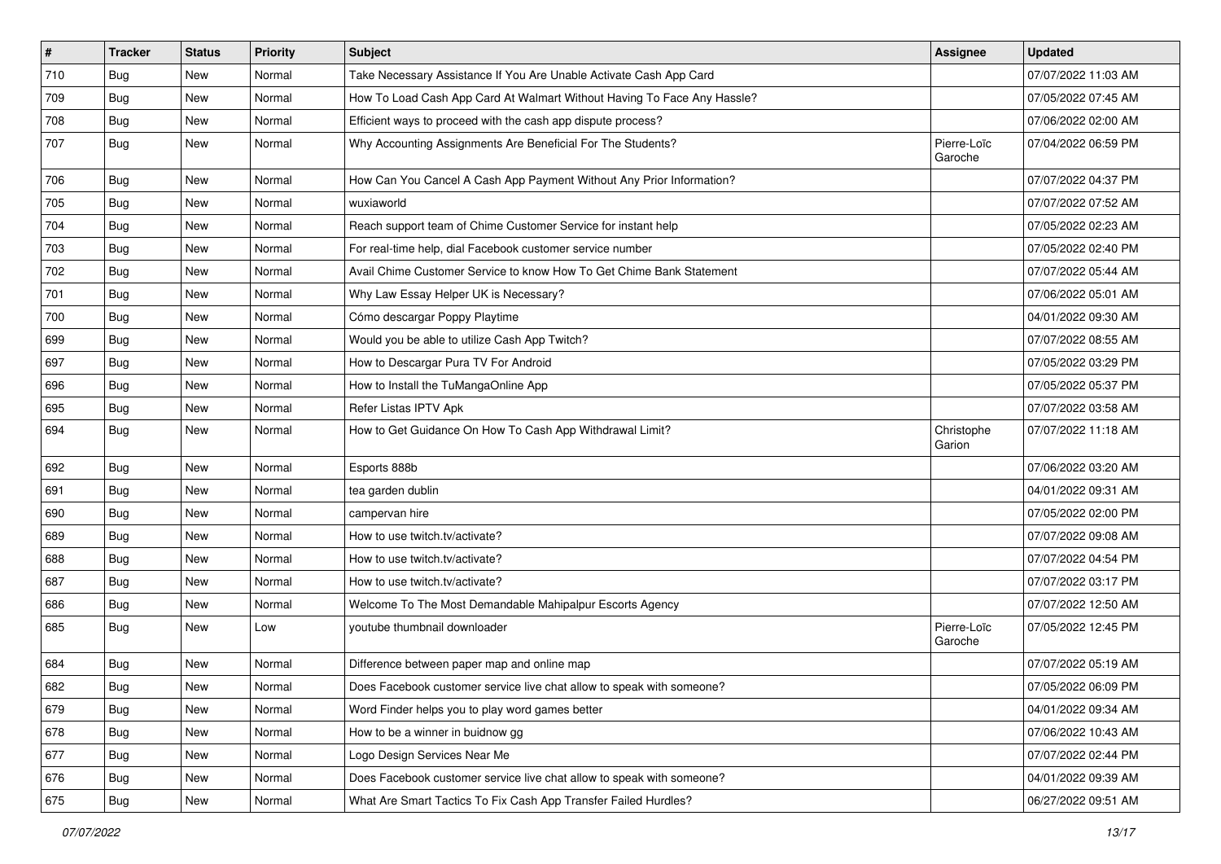| # | Tracker | Status | Priority | Subject | Assignee | Updated |
|---|---|---|---|---|---|---|
| 710 | Bug | New | Normal | Take Necessary Assistance If You Are Unable Activate Cash App Card | | 07/07/2022 11:03 AM |
| 709 | Bug | New | Normal | How To Load Cash App Card At Walmart Without Having To Face Any Hassle? | | 07/05/2022 07:45 AM |
| 708 | Bug | New | Normal | Efficient ways to proceed with the cash app dispute process? | | 07/06/2022 02:00 AM |
| 707 | Bug | New | Normal | Why Accounting Assignments Are Beneficial For The Students? | Pierre-Loïc Garoche | 07/04/2022 06:59 PM |
| 706 | Bug | New | Normal | How Can You Cancel A Cash App Payment Without Any Prior Information? | | 07/07/2022 04:37 PM |
| 705 | Bug | New | Normal | wuxiaworld | | 07/07/2022 07:52 AM |
| 704 | Bug | New | Normal | Reach support team of Chime Customer Service for instant help | | 07/05/2022 02:23 AM |
| 703 | Bug | New | Normal | For real-time help, dial Facebook customer service number | | 07/05/2022 02:40 PM |
| 702 | Bug | New | Normal | Avail Chime Customer Service to know How To Get Chime Bank Statement | | 07/07/2022 05:44 AM |
| 701 | Bug | New | Normal | Why Law Essay Helper UK is Necessary? | | 07/06/2022 05:01 AM |
| 700 | Bug | New | Normal | Cómo descargar Poppy Playtime | | 04/01/2022 09:30 AM |
| 699 | Bug | New | Normal | Would you be able to utilize Cash App Twitch? | | 07/07/2022 08:55 AM |
| 697 | Bug | New | Normal | How to Descargar Pura TV For Android | | 07/05/2022 03:29 PM |
| 696 | Bug | New | Normal | How to Install the TuMangaOnline App | | 07/05/2022 05:37 PM |
| 695 | Bug | New | Normal | Refer Listas IPTV Apk | | 07/07/2022 03:58 AM |
| 694 | Bug | New | Normal | How to Get Guidance On How To Cash App Withdrawal Limit? | Christophe Garion | 07/07/2022 11:18 AM |
| 692 | Bug | New | Normal | Esports 888b | | 07/06/2022 03:20 AM |
| 691 | Bug | New | Normal | tea garden dublin | | 04/01/2022 09:31 AM |
| 690 | Bug | New | Normal | campervan hire | | 07/05/2022 02:00 PM |
| 689 | Bug | New | Normal | How to use twitch.tv/activate? | | 07/07/2022 09:08 AM |
| 688 | Bug | New | Normal | How to use twitch.tv/activate? | | 07/07/2022 04:54 PM |
| 687 | Bug | New | Normal | How to use twitch.tv/activate? | | 07/07/2022 03:17 PM |
| 686 | Bug | New | Normal | Welcome To The Most Demandable Mahipalpur Escorts Agency | | 07/07/2022 12:50 AM |
| 685 | Bug | New | Low | youtube thumbnail downloader | Pierre-Loïc Garoche | 07/05/2022 12:45 PM |
| 684 | Bug | New | Normal | Difference between paper map and online map | | 07/07/2022 05:19 AM |
| 682 | Bug | New | Normal | Does Facebook customer service live chat allow to speak with someone? | | 07/05/2022 06:09 PM |
| 679 | Bug | New | Normal | Word Finder helps you to play word games better | | 04/01/2022 09:34 AM |
| 678 | Bug | New | Normal | How to be a winner in buidnow gg | | 07/06/2022 10:43 AM |
| 677 | Bug | New | Normal | Logo Design Services Near Me | | 07/07/2022 02:44 PM |
| 676 | Bug | New | Normal | Does Facebook customer service live chat allow to speak with someone? | | 04/01/2022 09:39 AM |
| 675 | Bug | New | Normal | What Are Smart Tactics To Fix Cash App Transfer Failed Hurdles? | | 06/27/2022 09:51 AM |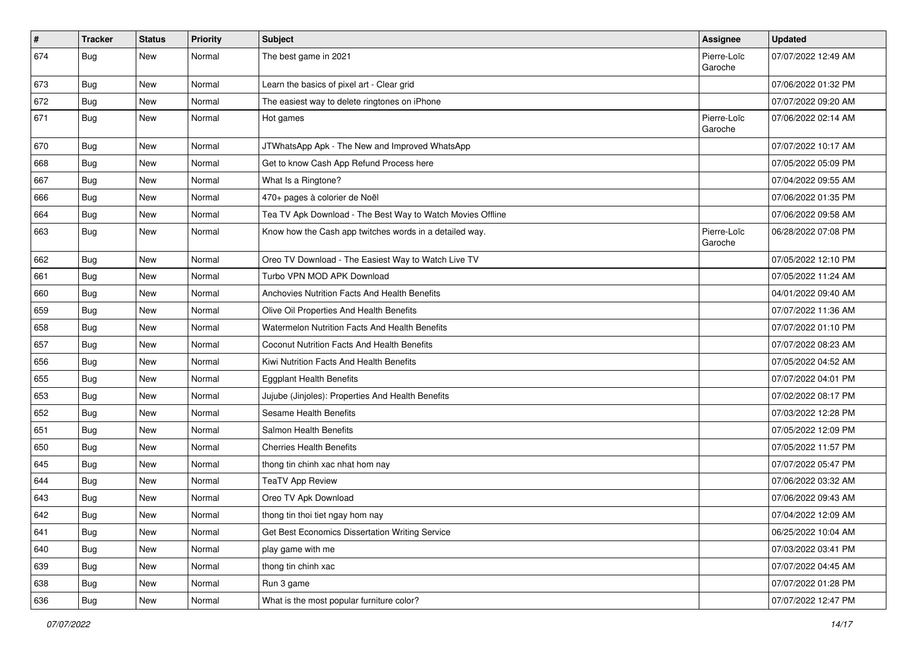| # | Tracker | Status | Priority | Subject | Assignee | Updated |
|---|---|---|---|---|---|---|
| 674 | Bug | New | Normal | The best game in 2021 | Pierre-Loïc Garoche | 07/07/2022 12:49 AM |
| 673 | Bug | New | Normal | Learn the basics of pixel art - Clear grid | | 07/06/2022 01:32 PM |
| 672 | Bug | New | Normal | The easiest way to delete ringtones on iPhone | | 07/07/2022 09:20 AM |
| 671 | Bug | New | Normal | Hot games | Pierre-Loïc Garoche | 07/06/2022 02:14 AM |
| 670 | Bug | New | Normal | JTWhatsApp Apk - The New and Improved WhatsApp | | 07/07/2022 10:17 AM |
| 668 | Bug | New | Normal | Get to know Cash App Refund Process here | | 07/05/2022 05:09 PM |
| 667 | Bug | New | Normal | What Is a Ringtone? | | 07/04/2022 09:55 AM |
| 666 | Bug | New | Normal | 470+ pages à colorier de Noël | | 07/06/2022 01:35 PM |
| 664 | Bug | New | Normal | Tea TV Apk Download - The Best Way to Watch Movies Offline | | 07/06/2022 09:58 AM |
| 663 | Bug | New | Normal | Know how the Cash app twitches words in a detailed way. | Pierre-Loïc Garoche | 06/28/2022 07:08 PM |
| 662 | Bug | New | Normal | Oreo TV Download - The Easiest Way to Watch Live TV | | 07/05/2022 12:10 PM |
| 661 | Bug | New | Normal | Turbo VPN MOD APK Download | | 07/05/2022 11:24 AM |
| 660 | Bug | New | Normal | Anchovies Nutrition Facts And Health Benefits | | 04/01/2022 09:40 AM |
| 659 | Bug | New | Normal | Olive Oil Properties And Health Benefits | | 07/07/2022 11:36 AM |
| 658 | Bug | New | Normal | Watermelon Nutrition Facts And Health Benefits | | 07/07/2022 01:10 PM |
| 657 | Bug | New | Normal | Coconut Nutrition Facts And Health Benefits | | 07/07/2022 08:23 AM |
| 656 | Bug | New | Normal | Kiwi Nutrition Facts And Health Benefits | | 07/05/2022 04:52 AM |
| 655 | Bug | New | Normal | Eggplant Health Benefits | | 07/07/2022 04:01 PM |
| 653 | Bug | New | Normal | Jujube (Jinjoles): Properties And Health Benefits | | 07/02/2022 08:17 PM |
| 652 | Bug | New | Normal | Sesame Health Benefits | | 07/03/2022 12:28 PM |
| 651 | Bug | New | Normal | Salmon Health Benefits | | 07/05/2022 12:09 PM |
| 650 | Bug | New | Normal | Cherries Health Benefits | | 07/05/2022 11:57 PM |
| 645 | Bug | New | Normal | thong tin chinh xac nhat hom nay | | 07/07/2022 05:47 PM |
| 644 | Bug | New | Normal | TeaTV App Review | | 07/06/2022 03:32 AM |
| 643 | Bug | New | Normal | Oreo TV Apk Download | | 07/06/2022 09:43 AM |
| 642 | Bug | New | Normal | thong tin thoi tiet ngay hom nay | | 07/04/2022 12:09 AM |
| 641 | Bug | New | Normal | Get Best Economics Dissertation Writing Service | | 06/25/2022 10:04 AM |
| 640 | Bug | New | Normal | play game with me | | 07/03/2022 03:41 PM |
| 639 | Bug | New | Normal | thong tin chinh xac | | 07/07/2022 04:45 AM |
| 638 | Bug | New | Normal | Run 3 game | | 07/07/2022 01:28 PM |
| 636 | Bug | New | Normal | What is the most popular furniture color? | | 07/07/2022 12:47 PM |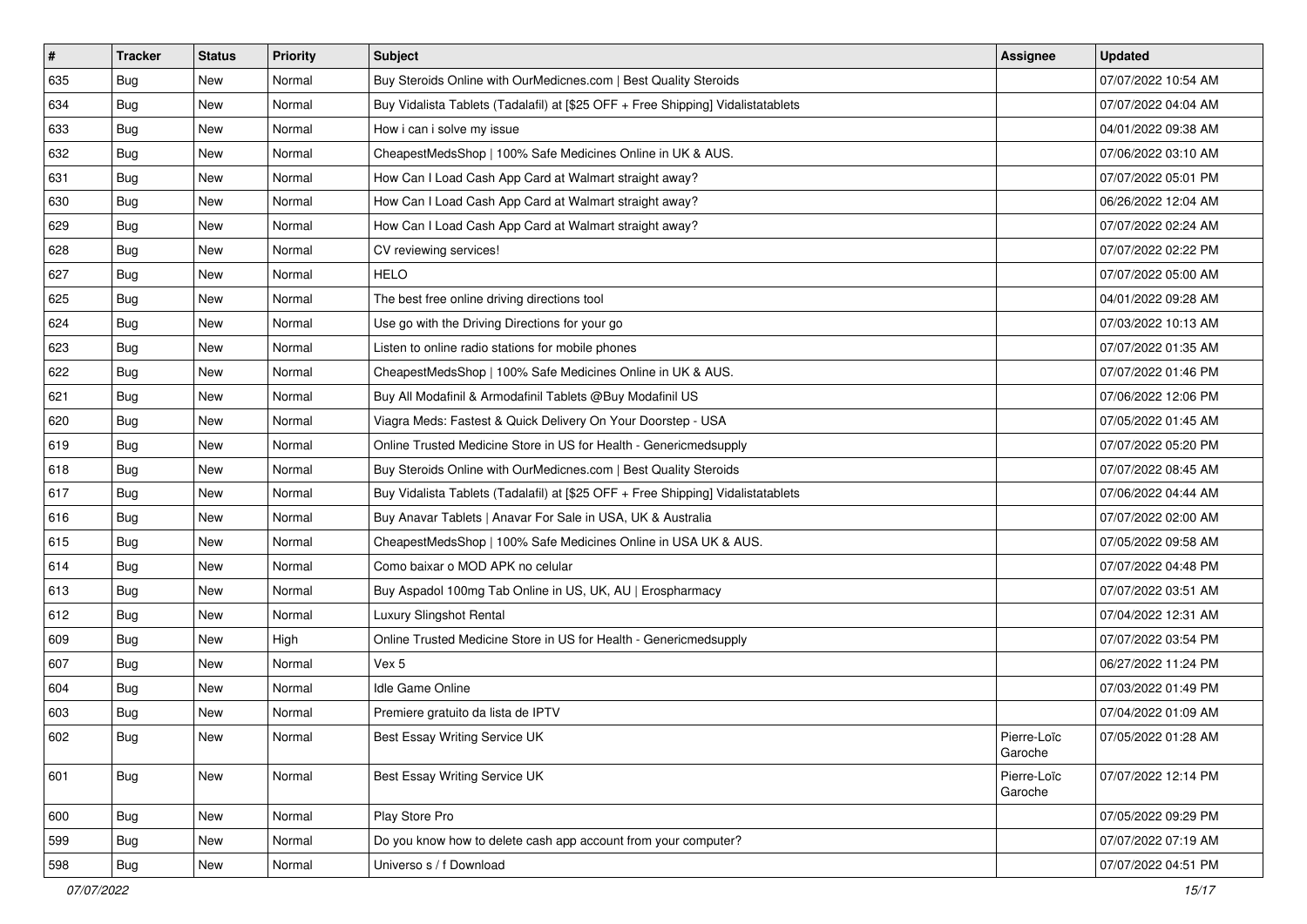| # | Tracker | Status | Priority | Subject | Assignee | Updated |
|---|---|---|---|---|---|---|
| 635 | Bug | New | Normal | Buy Steroids Online with OurMedicnes.com \| Best Quality Steroids | | 07/07/2022 10:54 AM |
| 634 | Bug | New | Normal | Buy Vidalista Tablets (Tadalafil) at [$25 OFF + Free Shipping] Vidalistatablets | | 07/07/2022 04:04 AM |
| 633 | Bug | New | Normal | How i can i solve my issue | | 04/01/2022 09:38 AM |
| 632 | Bug | New | Normal | CheapestMedsShop \| 100% Safe Medicines Online in UK & AUS. | | 07/06/2022 03:10 AM |
| 631 | Bug | New | Normal | How Can I Load Cash App Card at Walmart straight away? | | 07/07/2022 05:01 PM |
| 630 | Bug | New | Normal | How Can I Load Cash App Card at Walmart straight away? | | 06/26/2022 12:04 AM |
| 629 | Bug | New | Normal | How Can I Load Cash App Card at Walmart straight away? | | 07/07/2022 02:24 AM |
| 628 | Bug | New | Normal | CV reviewing services! | | 07/07/2022 02:22 PM |
| 627 | Bug | New | Normal | HELO | | 07/07/2022 05:00 AM |
| 625 | Bug | New | Normal | The best free online driving directions tool | | 04/01/2022 09:28 AM |
| 624 | Bug | New | Normal | Use go with the Driving Directions for your go | | 07/03/2022 10:13 AM |
| 623 | Bug | New | Normal | Listen to online radio stations for mobile phones | | 07/07/2022 01:35 AM |
| 622 | Bug | New | Normal | CheapestMedsShop \| 100% Safe Medicines Online in UK & AUS. | | 07/07/2022 01:46 PM |
| 621 | Bug | New | Normal | Buy All Modafinil & Armodafinil Tablets @Buy Modafinil US | | 07/06/2022 12:06 PM |
| 620 | Bug | New | Normal | Viagra Meds: Fastest & Quick Delivery On Your Doorstep - USA | | 07/05/2022 01:45 AM |
| 619 | Bug | New | Normal | Online Trusted Medicine Store in US for Health - Genericmedsupply | | 07/07/2022 05:20 PM |
| 618 | Bug | New | Normal | Buy Steroids Online with OurMedicnes.com \| Best Quality Steroids | | 07/07/2022 08:45 AM |
| 617 | Bug | New | Normal | Buy Vidalista Tablets (Tadalafil) at [$25 OFF + Free Shipping] Vidalistatablets | | 07/06/2022 04:44 AM |
| 616 | Bug | New | Normal | Buy Anavar Tablets \| Anavar For Sale in USA, UK & Australia | | 07/07/2022 02:00 AM |
| 615 | Bug | New | Normal | CheapestMedsShop \| 100% Safe Medicines Online in USA UK & AUS. | | 07/05/2022 09:58 AM |
| 614 | Bug | New | Normal | Como baixar o MOD APK no celular | | 07/07/2022 04:48 PM |
| 613 | Bug | New | Normal | Buy Aspadol 100mg Tab Online in US, UK, AU \| Erospharmacy | | 07/07/2022 03:51 AM |
| 612 | Bug | New | Normal | Luxury Slingshot Rental | | 07/04/2022 12:31 AM |
| 609 | Bug | New | High | Online Trusted Medicine Store in US for Health - Genericmedsupply | | 07/07/2022 03:54 PM |
| 607 | Bug | New | Normal | Vex 5 | | 06/27/2022 11:24 PM |
| 604 | Bug | New | Normal | Idle Game Online | | 07/03/2022 01:49 PM |
| 603 | Bug | New | Normal | Premiere gratuito da lista de IPTV | | 07/04/2022 01:09 AM |
| 602 | Bug | New | Normal | Best Essay Writing Service UK | Pierre-Loïc Garoche | 07/05/2022 01:28 AM |
| 601 | Bug | New | Normal | Best Essay Writing Service UK | Pierre-Loïc Garoche | 07/07/2022 12:14 PM |
| 600 | Bug | New | Normal | Play Store Pro | | 07/05/2022 09:29 PM |
| 599 | Bug | New | Normal | Do you know how to delete cash app account from your computer? | | 07/07/2022 07:19 AM |
| 598 | Bug | New | Normal | Universo s / f Download | | 07/07/2022 04:51 PM |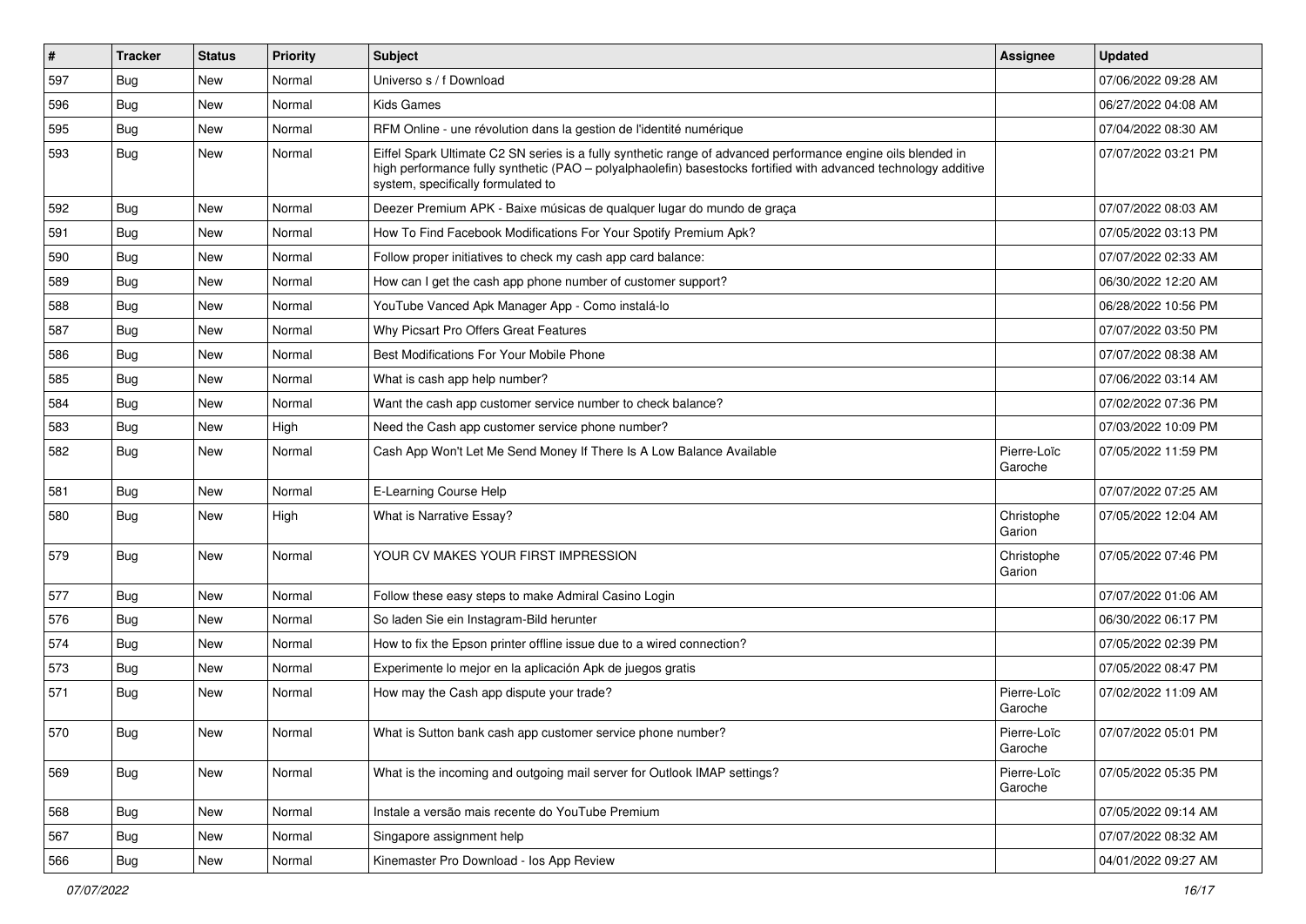| # | Tracker | Status | Priority | Subject | Assignee | Updated |
|---|---|---|---|---|---|---|
| 597 | Bug | New | Normal | Universo s / f Download | | 07/06/2022 09:28 AM |
| 596 | Bug | New | Normal | Kids Games | | 06/27/2022 04:08 AM |
| 595 | Bug | New | Normal | RFM Online - une révolution dans la gestion de l'identité numérique | | 07/04/2022 08:30 AM |
| 593 | Bug | New | Normal | Eiffel Spark Ultimate C2 SN series is a fully synthetic range of advanced performance engine oils blended in high performance fully synthetic (PAO – polyalphaolefin) basestocks fortified with advanced technology additive system, specifically formulated to | | 07/07/2022 03:21 PM |
| 592 | Bug | New | Normal | Deezer Premium APK - Baixe músicas de qualquer lugar do mundo de graça | | 07/07/2022 08:03 AM |
| 591 | Bug | New | Normal | How To Find Facebook Modifications For Your Spotify Premium Apk? | | 07/05/2022 03:13 PM |
| 590 | Bug | New | Normal | Follow proper initiatives to check my cash app card balance: | | 07/07/2022 02:33 AM |
| 589 | Bug | New | Normal | How can I get the cash app phone number of customer support? | | 06/30/2022 12:20 AM |
| 588 | Bug | New | Normal | YouTube Vanced Apk Manager App - Como instalá-lo | | 06/28/2022 10:56 PM |
| 587 | Bug | New | Normal | Why Picsart Pro Offers Great Features | | 07/07/2022 03:50 PM |
| 586 | Bug | New | Normal | Best Modifications For Your Mobile Phone | | 07/07/2022 08:38 AM |
| 585 | Bug | New | Normal | What is cash app help number? | | 07/06/2022 03:14 AM |
| 584 | Bug | New | Normal | Want the cash app customer service number to check balance? | | 07/02/2022 07:36 PM |
| 583 | Bug | New | High | Need the Cash app customer service phone number? | | 07/03/2022 10:09 PM |
| 582 | Bug | New | Normal | Cash App Won't Let Me Send Money If There Is A Low Balance Available | Pierre-Loïc Garoche | 07/05/2022 11:59 PM |
| 581 | Bug | New | Normal | E-Learning Course Help | | 07/07/2022 07:25 AM |
| 580 | Bug | New | High | What is Narrative Essay? | Christophe Garion | 07/05/2022 12:04 AM |
| 579 | Bug | New | Normal | YOUR CV MAKES YOUR FIRST IMPRESSION | Christophe Garion | 07/05/2022 07:46 PM |
| 577 | Bug | New | Normal | Follow these easy steps to make Admiral Casino Login | | 07/07/2022 01:06 AM |
| 576 | Bug | New | Normal | So laden Sie ein Instagram-Bild herunter | | 06/30/2022 06:17 PM |
| 574 | Bug | New | Normal | How to fix the Epson printer offline issue due to a wired connection? | | 07/05/2022 02:39 PM |
| 573 | Bug | New | Normal | Experimente lo mejor en la aplicación Apk de juegos gratis | | 07/05/2022 08:47 PM |
| 571 | Bug | New | Normal | How may the Cash app dispute your trade? | Pierre-Loïc Garoche | 07/02/2022 11:09 AM |
| 570 | Bug | New | Normal | What is Sutton bank cash app customer service phone number? | Pierre-Loïc Garoche | 07/07/2022 05:01 PM |
| 569 | Bug | New | Normal | What is the incoming and outgoing mail server for Outlook IMAP settings? | Pierre-Loïc Garoche | 07/05/2022 05:35 PM |
| 568 | Bug | New | Normal | Instale a versão mais recente do YouTube Premium | | 07/05/2022 09:14 AM |
| 567 | Bug | New | Normal | Singapore assignment help | | 07/07/2022 08:32 AM |
| 566 | Bug | New | Normal | Kinemaster Pro Download - Ios App Review | | 04/01/2022 09:27 AM |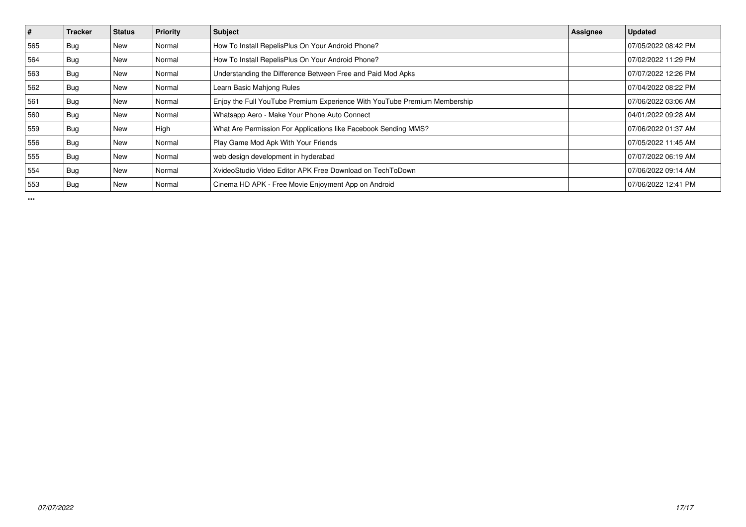| # | Tracker | Status | Priority | Subject | Assignee | Updated |
|---|---|---|---|---|---|---|
| 565 | Bug | New | Normal | How To Install RepelisPlus On Your Android Phone? | | 07/05/2022 08:42 PM |
| 564 | Bug | New | Normal | How To Install RepelisPlus On Your Android Phone? | | 07/02/2022 11:29 PM |
| 563 | Bug | New | Normal | Understanding the Difference Between Free and Paid Mod Apks | | 07/07/2022 12:26 PM |
| 562 | Bug | New | Normal | Learn Basic Mahjong Rules | | 07/04/2022 08:22 PM |
| 561 | Bug | New | Normal | Enjoy the Full YouTube Premium Experience With YouTube Premium Membership | | 07/06/2022 03:06 AM |
| 560 | Bug | New | Normal | Whatsapp Aero - Make Your Phone Auto Connect | | 04/01/2022 09:28 AM |
| 559 | Bug | New | High | What Are Permission For Applications like Facebook Sending MMS? | | 07/06/2022 01:37 AM |
| 556 | Bug | New | Normal | Play Game Mod Apk With Your Friends | | 07/05/2022 11:45 AM |
| 555 | Bug | New | Normal | web design development in hyderabad | | 07/07/2022 06:19 AM |
| 554 | Bug | New | Normal | XvideoStudio Video Editor APK Free Download on TechToDown | | 07/06/2022 09:14 AM |
| 553 | Bug | New | Normal | Cinema HD APK - Free Movie Enjoyment App on Android | | 07/06/2022 12:41 PM |

...